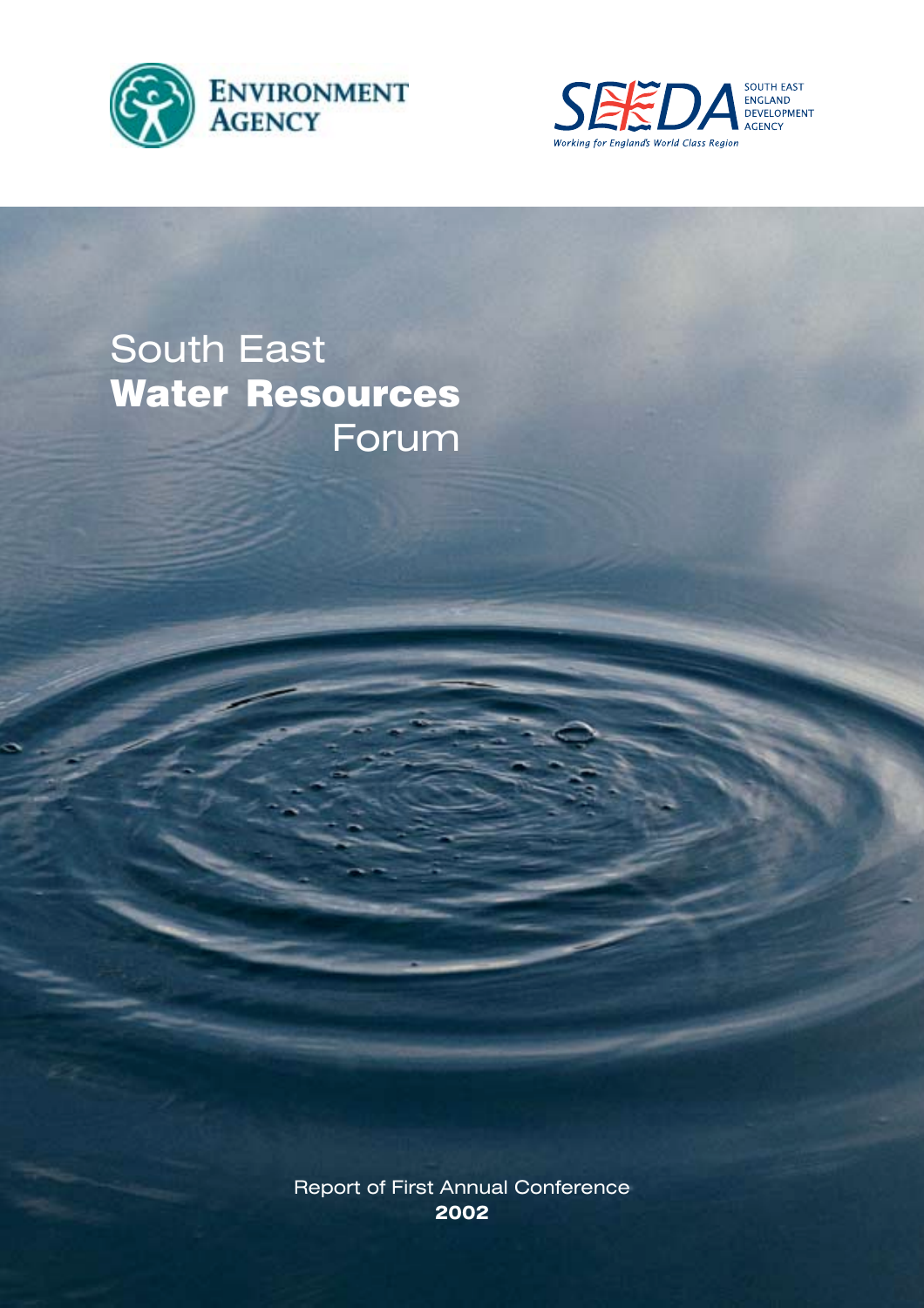Environment Agency

SEEDA South East England Development Agency

Working for England's World Class Region

# South East **Water Resources** Forum

Report of First Annual Conference

**2002**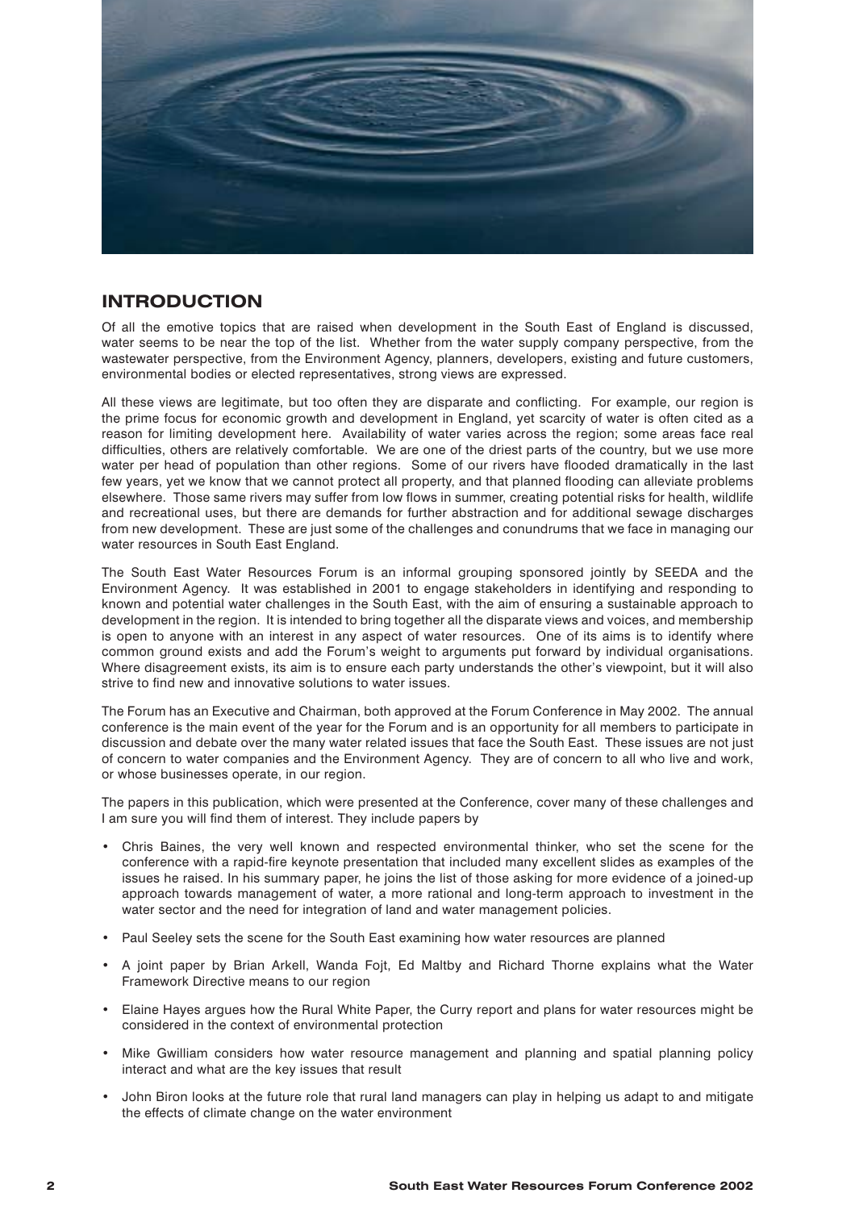## INTRODUCTION

Of all the emotive topics that are raised when development in the South East of England is discussed, water seems to be near the top of the list. Whether from the water supply company perspective, from the wastewater perspective, from the Environment Agency, planners, developers, existing and future customers, environmental bodies or elected representatives, strong views are expressed.

All these views are legitimate, but too often they are disparate and conflicting. For example, our region is the prime focus for economic growth and development in England, yet scarcity of water is often cited as a reason for limiting development here. Availability of water varies across the region; some areas face real difficulties, others are relatively comfortable. We are one of the driest parts of the country, but we use more water per head of population than other regions. Some of our rivers have flooded dramatically in the last few years, yet we know that we cannot protect all property, and that planned flooding can alleviate problems elsewhere. Those same rivers may suffer from low flows in summer, creating potential risks for health, wildlife and recreational uses, but there are demands for further abstraction and for additional sewage discharges from new development. These are just some of the challenges and conundrums that we face in managing our water resources in South East England.

The South East Water Resources Forum is an informal grouping sponsored jointly by SEEDA and the Environment Agency. It was established in 2001 to engage stakeholders in identifying and responding to known and potential water challenges in the South East, with the aim of ensuring a sustainable approach to development in the region. It is intended to bring together all the disparate views and voices, and membership is open to anyone with an interest in any aspect of water resources. One of its aims is to identify where common ground exists and add the Forum's weight to arguments put forward by individual organisations. Where disagreement exists, its aim is to ensure each party understands the other's viewpoint, but it will also strive to find new and innovative solutions to water issues.

The Forum has an Executive and Chairman, both approved at the Forum Conference in May 2002. The annual conference is the main event of the year for the Forum and is an opportunity for all members to participate in discussion and debate over the many water related issues that face the South East. These issues are not just of concern to water companies and the Environment Agency. They are of concern to all who live and work, or whose businesses operate, in our region.

The papers in this publication, which were presented at the Conference, cover many of these challenges and I am sure you will find them of interest. They include papers by

- Chris Baines, the very well known and respected environmental thinker, who set the scene for the conference with a rapid-fire keynote presentation that included many excellent slides as examples of the issues he raised. In his summary paper, he joins the list of those asking for more evidence of a joined-up approach towards management of water, a more rational and long-term approach to investment in the water sector and the need for integration of land and water management policies.
- Paul Seeley sets the scene for the South East examining how water resources are planned
- A joint paper by Brian Arkell, Wanda Fojt, Ed Maltby and Richard Thorne explains what the Water Framework Directive means to our region
- Elaine Hayes argues how the Rural White Paper, the Curry report and plans for water resources might be considered in the context of environmental protection
- Mike Gwilliam considers how water resource management and planning and spatial planning policy interact and what are the key issues that result
- John Biron looks at the future role that rural land managers can play in helping us adapt to and mitigate the effects of climate change on the water environment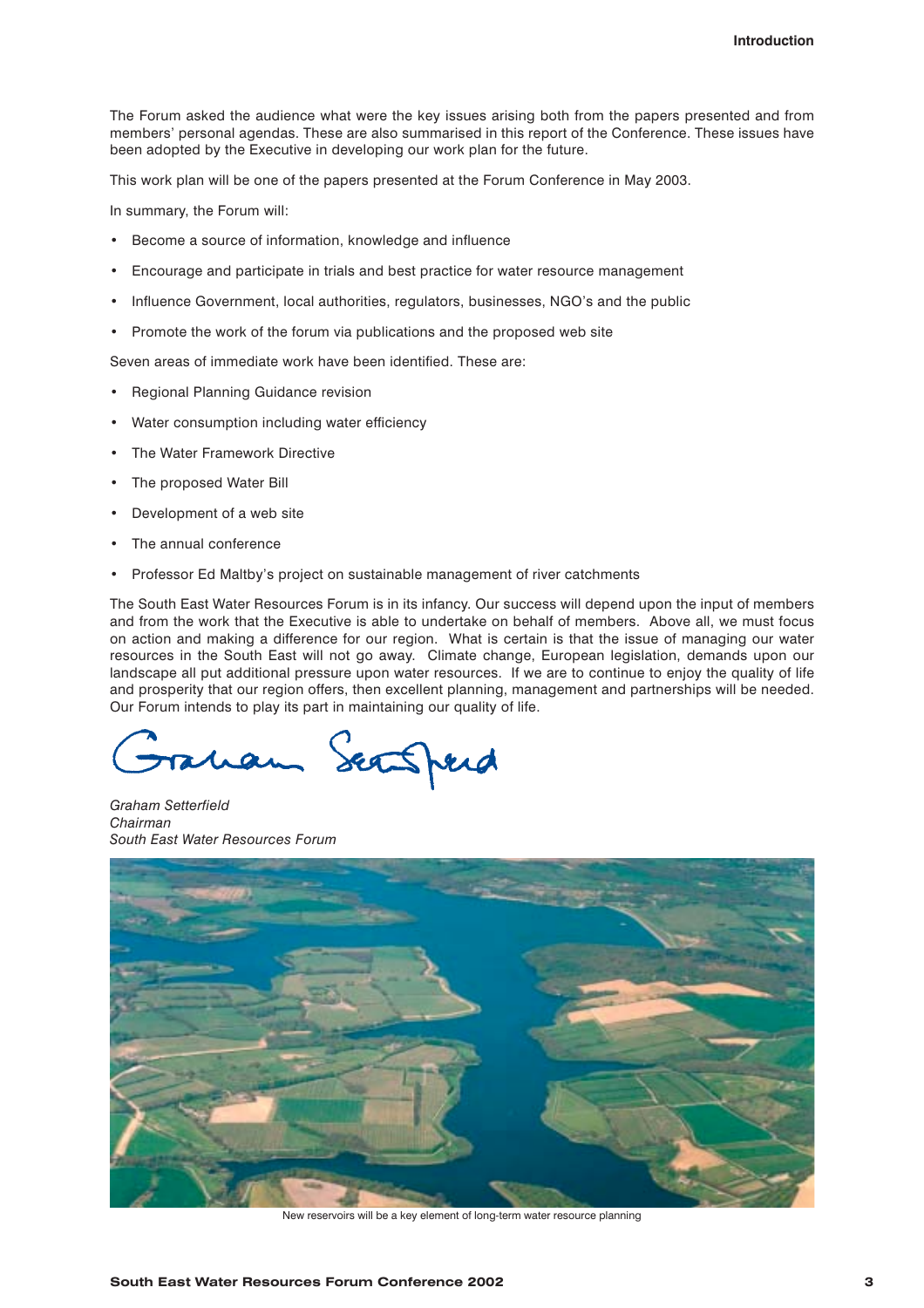The Forum asked the audience what were the key issues arising both from the papers presented and from members' personal agendas. These are also summarised in this report of the Conference. These issues have been adopted by the Executive in developing our work plan for the future.

This work plan will be one of the papers presented at the Forum Conference in May 2003.

In summary, the Forum will:

- Become a source of information, knowledge and influence
- Encourage and participate in trials and best practice for water resource management
- Influence Government, local authorities, regulators, businesses, NGO's and the public
- Promote the work of the forum via publications and the proposed web site

Seven areas of immediate work have been identified. These are:

- Regional Planning Guidance revision
- Water consumption including water efficiency
- The Water Framework Directive
- The proposed Water Bill
- Development of a web site
- The annual conference
- Professor Ed Maltby's project on sustainable management of river catchments

The South East Water Resources Forum is in its infancy. Our success will depend upon the input of members and from the work that the Executive is able to undertake on behalf of members. Above all, we must focus on action and making a difference for our region. What is certain is that the issue of managing our water resources in the South East will not go away. Climate change, European legislation, demands upon our landscape all put additional pressure upon water resources. If we are to continue to enjoy the quality of life and prosperity that our region offers, then excellent planning, management and partnerships will be needed. Our Forum intends to play its part in maintaining our quality of life.

*Graham Setterfield*
*Chairman*
*South East Water Resources Forum*

New reservoirs will be a key element of long-term water resource planning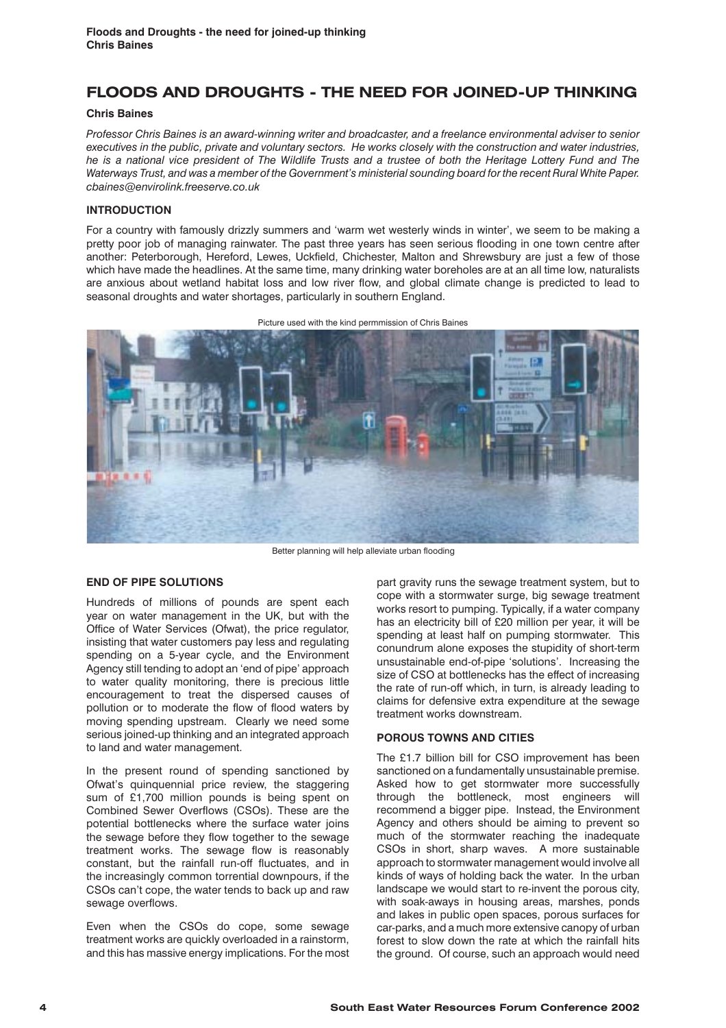# FLOODS AND DROUGHTS - THE NEED FOR JOINED-UP THINKING

**Chris Baines**

*Professor Chris Baines is an award-winning writer and broadcaster, and a freelance environmental adviser to senior executives in the public, private and voluntary sectors. He works closely with the construction and water industries, he is a national vice president of The Wildlife Trusts and a trustee of both the Heritage Lottery Fund and The Waterways Trust, and was a member of the Government's ministerial sounding board for the recent Rural White Paper. cbaines@envirolink.freeserve.co.uk*

## INTRODUCTION

For a country with famously drizzly summers and 'warm wet westerly winds in winter', we seem to be making a pretty poor job of managing rainwater. The past three years has seen serious flooding in one town centre after another: Peterborough, Hereford, Lewes, Uckfield, Chichester, Malton and Shrewsbury are just a few of those which have made the headlines. At the same time, many drinking water boreholes are at an all time low, naturalists are anxious about wetland habitat loss and low river flow, and global climate change is predicted to lead to seasonal droughts and water shortages, particularly in southern England.

Picture used with the kind permmission of Chris Baines

Better planning will help alleviate urban flooding

## END OF PIPE SOLUTIONS

Hundreds of millions of pounds are spent each year on water management in the UK, but with the Office of Water Services (Ofwat), the price regulator, insisting that water customers pay less and regulating spending on a 5-year cycle, and the Environment Agency still tending to adopt an 'end of pipe' approach to water quality monitoring, there is precious little encouragement to treat the dispersed causes of pollution or to moderate the flow of flood waters by moving spending upstream. Clearly we need some serious joined-up thinking and an integrated approach to land and water management.

In the present round of spending sanctioned by Ofwat's quinquennial price review, the staggering sum of £1,700 million pounds is being spent on Combined Sewer Overflows (CSOs). These are the potential bottlenecks where the surface water joins the sewage before they flow together to the sewage treatment works. The sewage flow is reasonably constant, but the rainfall run-off fluctuates, and in the increasingly common torrential downpours, if the CSOs can't cope, the water tends to back up and raw sewage overflows.

Even when the CSOs do cope, some sewage treatment works are quickly overloaded in a rainstorm, and this has massive energy implications. For the most part gravity runs the sewage treatment system, but to cope with a stormwater surge, big sewage treatment works resort to pumping. Typically, if a water company has an electricity bill of £20 million per year, it will be spending at least half on pumping stormwater. This conundrum alone exposes the stupidity of short-term unsustainable end-of-pipe 'solutions'. Increasing the size of CSO at bottlenecks has the effect of increasing the rate of run-off which, in turn, is already leading to claims for defensive extra expenditure at the sewage treatment works downstream.

## POROUS TOWNS AND CITIES

The £1.7 billion bill for CSO improvement has been sanctioned on a fundamentally unsustainable premise. Asked how to get stormwater more successfully through the bottleneck, most engineers will recommend a bigger pipe. Instead, the Environment Agency and others should be aiming to prevent so much of the stormwater reaching the inadequate CSOs in short, sharp waves. A more sustainable approach to stormwater management would involve all kinds of ways of holding back the water. In the urban landscape we would start to re-invent the porous city, with soak-aways in housing areas, marshes, ponds and lakes in public open spaces, porous surfaces for car-parks, and a much more extensive canopy of urban forest to slow down the rate at which the rainfall hits the ground. Of course, such an approach would need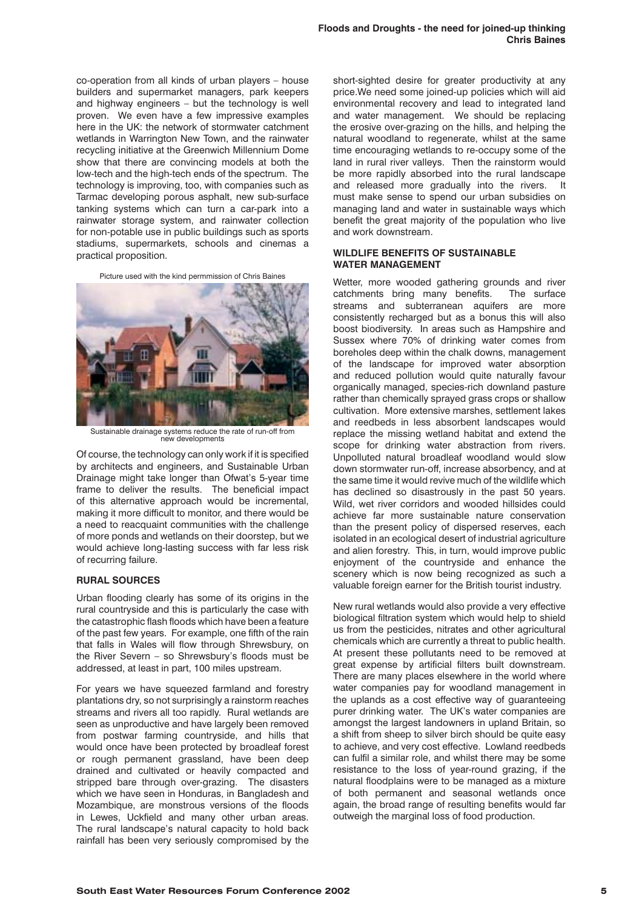co-operation from all kinds of urban players – house builders and supermarket managers, park keepers and highway engineers – but the technology is well proven. We even have a few impressive examples here in the UK: the network of stormwater catchment wetlands in Warrington New Town, and the rainwater recycling initiative at the Greenwich Millennium Dome show that there are convincing models at both the low-tech and the high-tech ends of the spectrum. The technology is improving, too, with companies such as Tarmac developing porous asphalt, new sub-surface tanking systems which can turn a car-park into a rainwater storage system, and rainwater collection for non-potable use in public buildings such as sports stadiums, supermarkets, schools and cinemas a practical proposition.

Picture used with the kind permmission of Chris Baines

Sustainable drainage systems reduce the rate of run-off from new developments

Of course, the technology can only work if it is specified by architects and engineers, and Sustainable Urban Drainage might take longer than Ofwat's 5-year time frame to deliver the results. The beneficial impact of this alternative approach would be incremental, making it more difficult to monitor, and there would be a need to reacquaint communities with the challenge of more ponds and wetlands on their doorstep, but we would achieve long-lasting success with far less risk of recurring failure.

## RURAL SOURCES

Urban flooding clearly has some of its origins in the rural countryside and this is particularly the case with the catastrophic flash floods which have been a feature of the past few years. For example, one fifth of the rain that falls in Wales will flow through Shrewsbury, on the River Severn – so Shrewsbury's floods must be addressed, at least in part, 100 miles upstream.

For years we have squeezed farmland and forestry plantations dry, so not surprisingly a rainstorm reaches streams and rivers all too rapidly. Rural wetlands are seen as unproductive and have largely been removed from postwar farming countryside, and hills that would once have been protected by broadleaf forest or rough permanent grassland, have been deep drained and cultivated or heavily compacted and stripped bare through over-grazing. The disasters which we have seen in Honduras, in Bangladesh and Mozambique, are monstrous versions of the floods in Lewes, Uckfield and many other urban areas. The rural landscape's natural capacity to hold back rainfall has been very seriously compromised by the short-sighted desire for greater productivity at any price.We need some joined-up policies which will aid environmental recovery and lead to integrated land and water management. We should be replacing the erosive over-grazing on the hills, and helping the natural woodland to regenerate, whilst at the same time encouraging wetlands to re-occupy some of the land in rural river valleys. Then the rainstorm would be more rapidly absorbed into the rural landscape and released more gradually into the rivers. It must make sense to spend our urban subsidies on managing land and water in sustainable ways which benefit the great majority of the population who live and work downstream.

## WILDLIFE BENEFITS OF SUSTAINABLE WATER MANAGEMENT

Wetter, more wooded gathering grounds and river catchments bring many benefits. The surface streams and subterranean aquifers are more consistently recharged but as a bonus this will also boost biodiversity. In areas such as Hampshire and Sussex where 70% of drinking water comes from boreholes deep within the chalk downs, management of the landscape for improved water absorption and reduced pollution would quite naturally favour organically managed, species-rich downland pasture rather than chemically sprayed grass crops or shallow cultivation. More extensive marshes, settlement lakes and reedbeds in less absorbent landscapes would replace the missing wetland habitat and extend the scope for drinking water abstraction from rivers. Unpolluted natural broadleaf woodland would slow down stormwater run-off, increase absorbency, and at the same time it would revive much of the wildlife which has declined so disastrously in the past 50 years. Wild, wet river corridors and wooded hillsides could achieve far more sustainable nature conservation than the present policy of dispersed reserves, each isolated in an ecological desert of industrial agriculture and alien forestry. This, in turn, would improve public enjoyment of the countryside and enhance the scenery which is now being recognized as such a valuable foreign earner for the British tourist industry.

New rural wetlands would also provide a very effective biological filtration system which would help to shield us from the pesticides, nitrates and other agricultural chemicals which are currently a threat to public health. At present these pollutants need to be removed at great expense by artificial filters built downstream. There are many places elsewhere in the world where water companies pay for woodland management in the uplands as a cost effective way of guaranteeing purer drinking water. The UK's water companies are amongst the largest landowners in upland Britain, so a shift from sheep to silver birch should be quite easy to achieve, and very cost effective. Lowland reedbeds can fulfil a similar role, and whilst there may be some resistance to the loss of year-round grazing, if the natural floodplains were to be managed as a mixture of both permanent and seasonal wetlands once again, the broad range of resulting benefits would far outweigh the marginal loss of food production.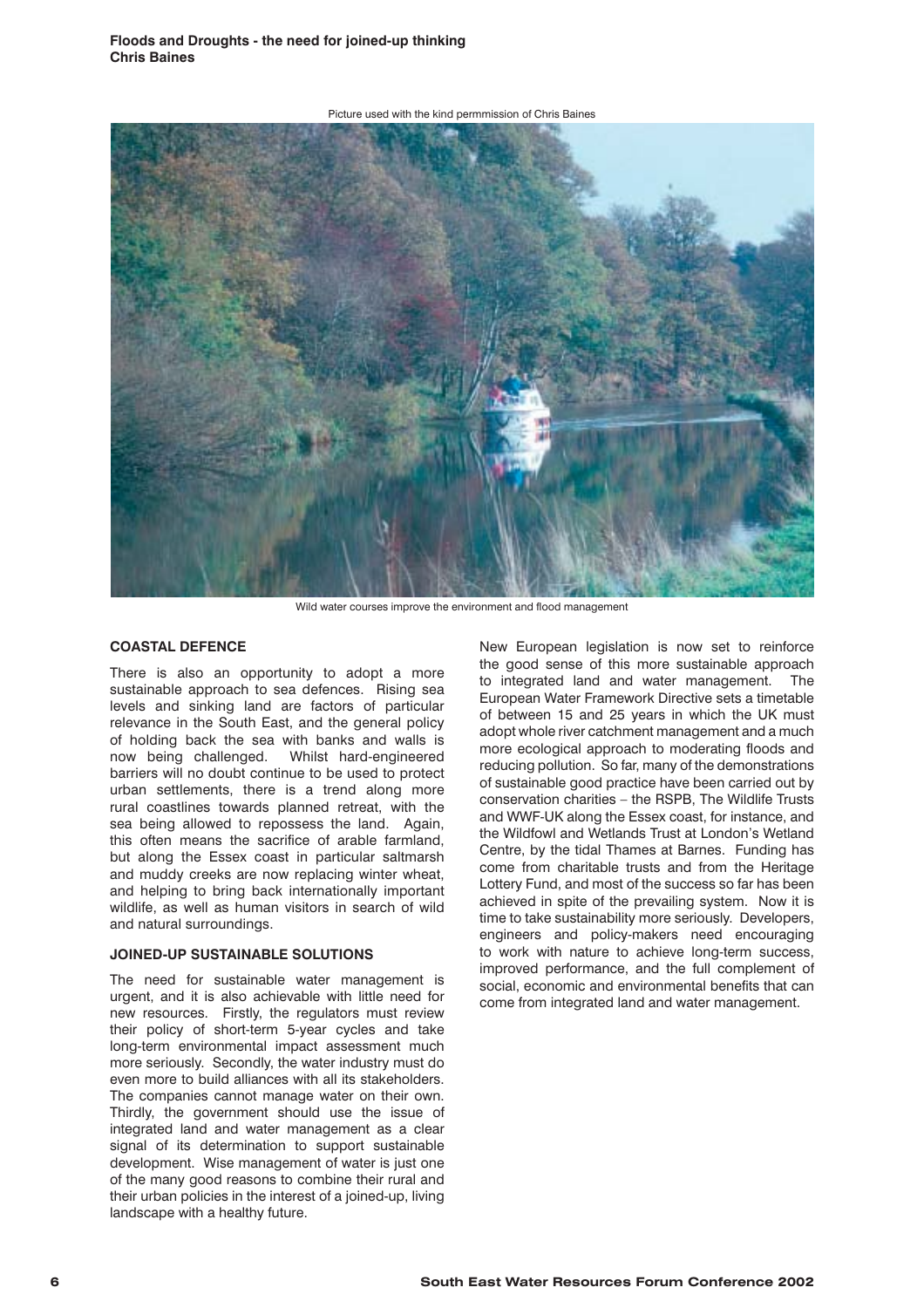Picture used with the kind permmission of Chris Baines

Wild water courses improve the environment and flood management

### COASTAL DEFENCE

There is also an opportunity to adopt a more sustainable approach to sea defences. Rising sea levels and sinking land are factors of particular relevance in the South East, and the general policy of holding back the sea with banks and walls is now being challenged. Whilst hard-engineered barriers will no doubt continue to be used to protect urban settlements, there is a trend along more rural coastlines towards planned retreat, with the sea being allowed to repossess the land. Again, this often means the sacrifice of arable farmland, but along the Essex coast in particular saltmarsh and muddy creeks are now replacing winter wheat, and helping to bring back internationally important wildlife, as well as human visitors in search of wild and natural surroundings.

### JOINED-UP SUSTAINABLE SOLUTIONS

The need for sustainable water management is urgent, and it is also achievable with little need for new resources. Firstly, the regulators must review their policy of short-term 5-year cycles and take long-term environmental impact assessment much more seriously. Secondly, the water industry must do even more to build alliances with all its stakeholders. The companies cannot manage water on their own. Thirdly, the government should use the issue of integrated land and water management as a clear signal of its determination to support sustainable development. Wise management of water is just one of the many good reasons to combine their rural and their urban policies in the interest of a joined-up, living landscape with a healthy future.

New European legislation is now set to reinforce the good sense of this more sustainable approach to integrated land and water management. The European Water Framework Directive sets a timetable of between 15 and 25 years in which the UK must adopt whole river catchment management and a much more ecological approach to moderating floods and reducing pollution. So far, many of the demonstrations of sustainable good practice have been carried out by conservation charities – the RSPB, The Wildlife Trusts and WWF-UK along the Essex coast, for instance, and the Wildfowl and Wetlands Trust at London's Wetland Centre, by the tidal Thames at Barnes. Funding has come from charitable trusts and from the Heritage Lottery Fund, and most of the success so far has been achieved in spite of the prevailing system. Now it is time to take sustainability more seriously. Developers, engineers and policy-makers need encouraging to work with nature to achieve long-term success, improved performance, and the full complement of social, economic and environmental benefits that can come from integrated land and water management.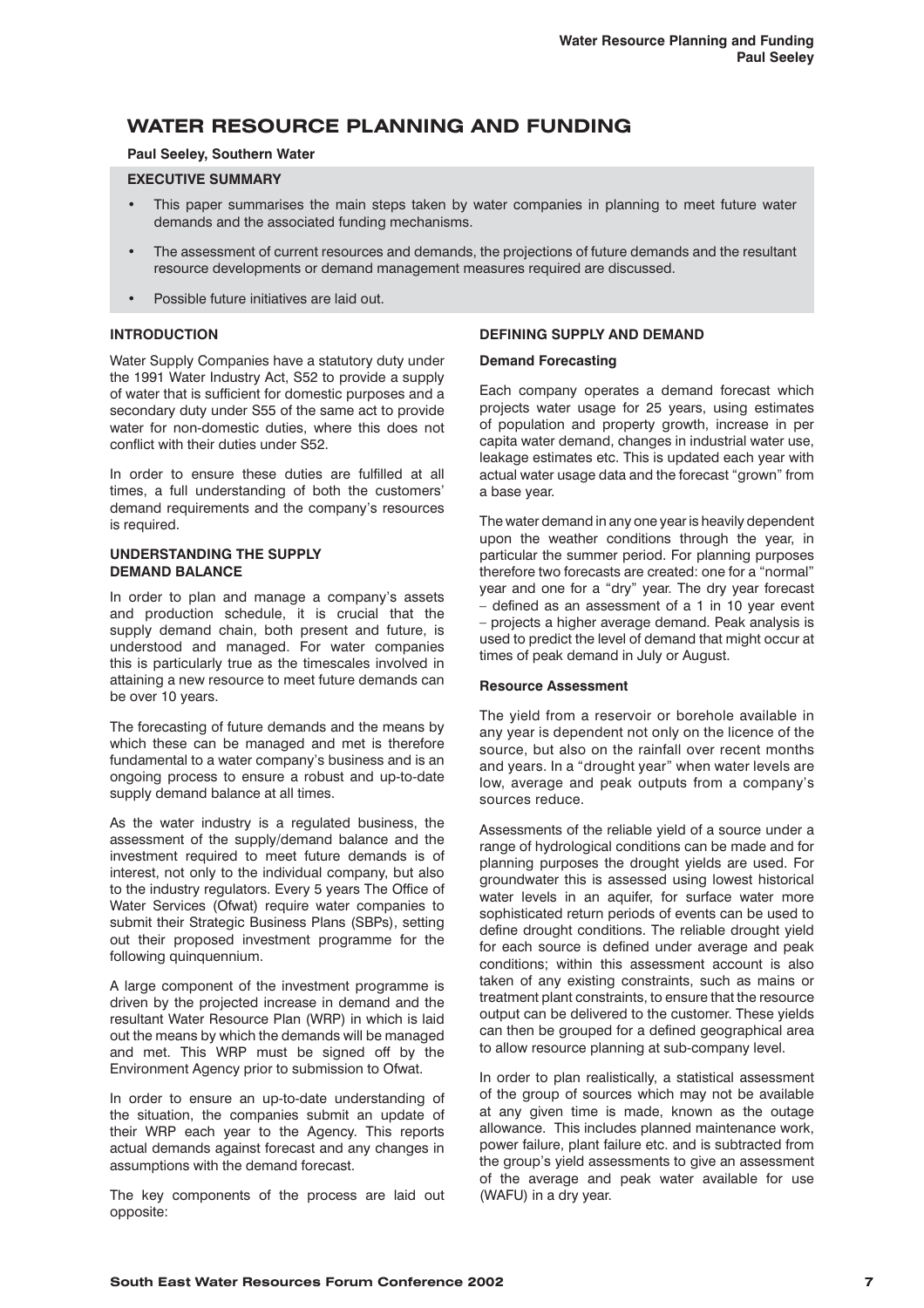# WATER RESOURCE PLANNING AND FUNDING

**Paul Seeley, Southern Water**

**EXECUTIVE SUMMARY**

- This paper summarises the main steps taken by water companies in planning to meet future water demands and the associated funding mechanisms.
- The assessment of current resources and demands, the projections of future demands and the resultant resource developments or demand management measures required are discussed.
- Possible future initiatives are laid out.

## INTRODUCTION

Water Supply Companies have a statutory duty under the 1991 Water Industry Act, S52 to provide a supply of water that is sufficient for domestic purposes and a secondary duty under S55 of the same act to provide water for non-domestic duties, where this does not conflict with their duties under S52.

In order to ensure these duties are fulfilled at all times, a full understanding of both the customers' demand requirements and the company's resources is required.

## UNDERSTANDING THE SUPPLY DEMAND BALANCE

In order to plan and manage a company's assets and production schedule, it is crucial that the supply demand chain, both present and future, is understood and managed. For water companies this is particularly true as the timescales involved in attaining a new resource to meet future demands can be over 10 years.

The forecasting of future demands and the means by which these can be managed and met is therefore fundamental to a water company's business and is an ongoing process to ensure a robust and up-to-date supply demand balance at all times.

As the water industry is a regulated business, the assessment of the supply/demand balance and the investment required to meet future demands is of interest, not only to the individual company, but also to the industry regulators. Every 5 years The Office of Water Services (Ofwat) require water companies to submit their Strategic Business Plans (SBPs), setting out their proposed investment programme for the following quinquennium.

A large component of the investment programme is driven by the projected increase in demand and the resultant Water Resource Plan (WRP) in which is laid out the means by which the demands will be managed and met. This WRP must be signed off by the Environment Agency prior to submission to Ofwat.

In order to ensure an up-to-date understanding of the situation, the companies submit an update of their WRP each year to the Agency. This reports actual demands against forecast and any changes in assumptions with the demand forecast.

The key components of the process are laid out opposite:

## DEFINING SUPPLY AND DEMAND

### Demand Forecasting

Each company operates a demand forecast which projects water usage for 25 years, using estimates of population and property growth, increase in per capita water demand, changes in industrial water use, leakage estimates etc. This is updated each year with actual water usage data and the forecast "grown" from a base year.

The water demand in any one year is heavily dependent upon the weather conditions through the year, in particular the summer period. For planning purposes therefore two forecasts are created: one for a "normal" year and one for a "dry" year. The dry year forecast – defined as an assessment of a 1 in 10 year event – projects a higher average demand. Peak analysis is used to predict the level of demand that might occur at times of peak demand in July or August.

### Resource Assessment

The yield from a reservoir or borehole available in any year is dependent not only on the licence of the source, but also on the rainfall over recent months and years. In a "drought year" when water levels are low, average and peak outputs from a company's sources reduce.

Assessments of the reliable yield of a source under a range of hydrological conditions can be made and for planning purposes the drought yields are used. For groundwater this is assessed using lowest historical water levels in an aquifer, for surface water more sophisticated return periods of events can be used to define drought conditions. The reliable drought yield for each source is defined under average and peak conditions; within this assessment account is also taken of any existing constraints, such as mains or treatment plant constraints, to ensure that the resource output can be delivered to the customer. These yields can then be grouped for a defined geographical area to allow resource planning at sub-company level.

In order to plan realistically, a statistical assessment of the group of sources which may not be available at any given time is made, known as the outage allowance. This includes planned maintenance work, power failure, plant failure etc. and is subtracted from the group's yield assessments to give an assessment of the average and peak water available for use (WAFU) in a dry year.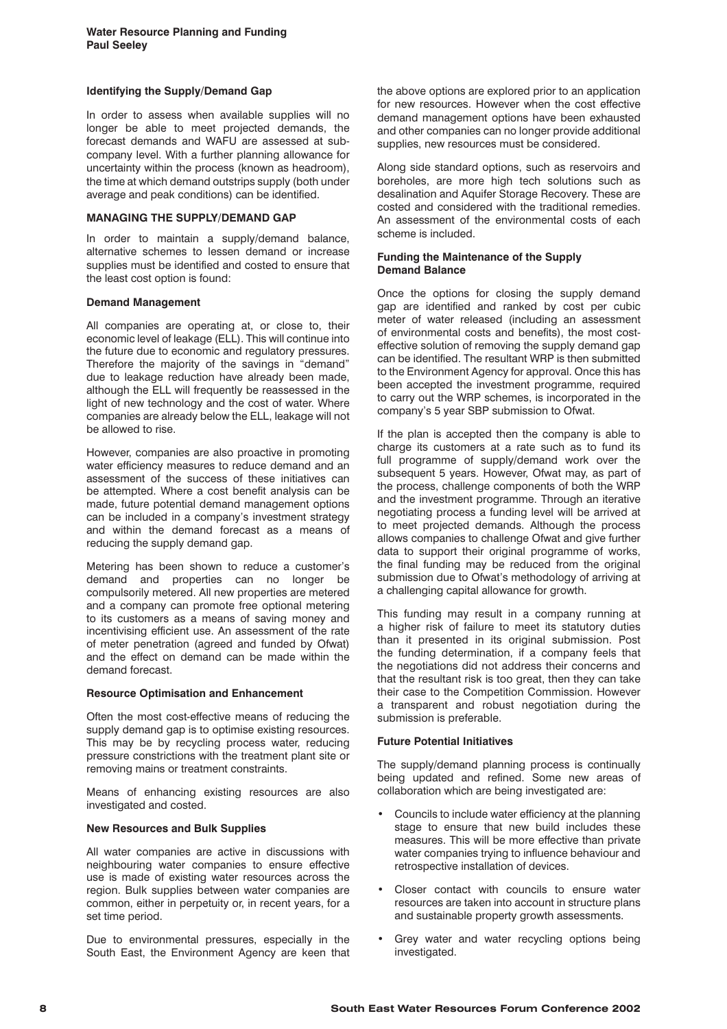### Identifying the Supply/Demand Gap

In order to assess when available supplies will no longer be able to meet projected demands, the forecast demands and WAFU are assessed at sub-company level. With a further planning allowance for uncertainty within the process (known as headroom), the time at which demand outstrips supply (both under average and peak conditions) can be identified.

## MANAGING THE SUPPLY/DEMAND GAP

In order to maintain a supply/demand balance, alternative schemes to lessen demand or increase supplies must be identified and costed to ensure that the least cost option is found:

### Demand Management

All companies are operating at, or close to, their economic level of leakage (ELL). This will continue into the future due to economic and regulatory pressures. Therefore the majority of the savings in "demand" due to leakage reduction have already been made, although the ELL will frequently be reassessed in the light of new technology and the cost of water. Where companies are already below the ELL, leakage will not be allowed to rise.

However, companies are also proactive in promoting water efficiency measures to reduce demand and an assessment of the success of these initiatives can be attempted. Where a cost benefit analysis can be made, future potential demand management options can be included in a company's investment strategy and within the demand forecast as a means of reducing the supply demand gap.

Metering has been shown to reduce a customer's demand and properties can no longer be compulsorily metered. All new properties are metered and a company can promote free optional metering to its customers as a means of saving money and incentivising efficient use. An assessment of the rate of meter penetration (agreed and funded by Ofwat) and the effect on demand can be made within the demand forecast.

### Resource Optimisation and Enhancement

Often the most cost-effective means of reducing the supply demand gap is to optimise existing resources. This may be by recycling process water, reducing pressure constrictions with the treatment plant site or removing mains or treatment constraints.

Means of enhancing existing resources are also investigated and costed.

### New Resources and Bulk Supplies

All water companies are active in discussions with neighbouring water companies to ensure effective use is made of existing water resources across the region. Bulk supplies between water companies are common, either in perpetuity or, in recent years, for a set time period.

Due to environmental pressures, especially in the South East, the Environment Agency are keen that the above options are explored prior to an application for new resources. However when the cost effective demand management options have been exhausted and other companies can no longer provide additional supplies, new resources must be considered.

Along side standard options, such as reservoirs and boreholes, are more high tech solutions such as desalination and Aquifer Storage Recovery. These are costed and considered with the traditional remedies. An assessment of the environmental costs of each scheme is included.

### Funding the Maintenance of the Supply Demand Balance

Once the options for closing the supply demand gap are identified and ranked by cost per cubic meter of water released (including an assessment of environmental costs and benefits), the most cost-effective solution of removing the supply demand gap can be identified. The resultant WRP is then submitted to the Environment Agency for approval. Once this has been accepted the investment programme, required to carry out the WRP schemes, is incorporated in the company's 5 year SBP submission to Ofwat.

If the plan is accepted then the company is able to charge its customers at a rate such as to fund its full programme of supply/demand work over the subsequent 5 years. However, Ofwat may, as part of the process, challenge components of both the WRP and the investment programme. Through an iterative negotiating process a funding level will be arrived at to meet projected demands. Although the process allows companies to challenge Ofwat and give further data to support their original programme of works, the final funding may be reduced from the original submission due to Ofwat's methodology of arriving at a challenging capital allowance for growth.

This funding may result in a company running at a higher risk of failure to meet its statutory duties than it presented in its original submission. Post the funding determination, if a company feels that the negotiations did not address their concerns and that the resultant risk is too great, then they can take their case to the Competition Commission. However a transparent and robust negotiation during the submission is preferable.

### Future Potential Initiatives

The supply/demand planning process is continually being updated and refined. Some new areas of collaboration which are being investigated are:

- Councils to include water efficiency at the planning stage to ensure that new build includes these measures. This will be more effective than private water companies trying to influence behaviour and retrospective installation of devices.
- Closer contact with councils to ensure water resources are taken into account in structure plans and sustainable property growth assessments.
- Grey water and water recycling options being investigated.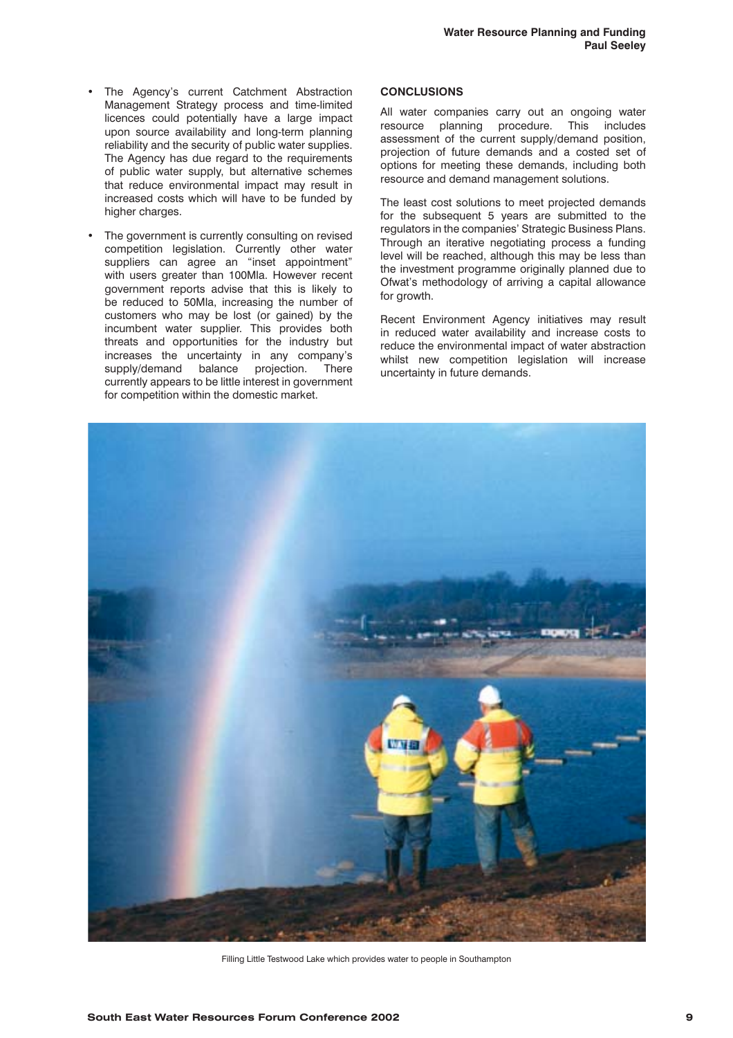- The Agency's current Catchment Abstraction Management Strategy process and time-limited licences could potentially have a large impact upon source availability and long-term planning reliability and the security of public water supplies. The Agency has due regard to the requirements of public water supply, but alternative schemes that reduce environmental impact may result in increased costs which will have to be funded by higher charges.

- The government is currently consulting on revised competition legislation. Currently other water suppliers can agree an "inset appointment" with users greater than 100Mla. However recent government reports advise that this is likely to be reduced to 50Mla, increasing the number of customers who may be lost (or gained) by the incumbent water supplier. This provides both threats and opportunities for the industry but increases the uncertainty in any company's supply/demand balance projection. There currently appears to be little interest in government for competition within the domestic market.

## CONCLUSIONS

All water companies carry out an ongoing water resource planning procedure. This includes assessment of the current supply/demand position, projection of future demands and a costed set of options for meeting these demands, including both resource and demand management solutions.

The least cost solutions to meet projected demands for the subsequent 5 years are submitted to the regulators in the companies' Strategic Business Plans. Through an iterative negotiating process a funding level will be reached, although this may be less than the investment programme originally planned due to Ofwat's methodology of arriving a capital allowance for growth.

Recent Environment Agency initiatives may result in reduced water availability and increase costs to reduce the environmental impact of water abstraction whilst new competition legislation will increase uncertainty in future demands.

Filling Little Testwood Lake which provides water to people in Southampton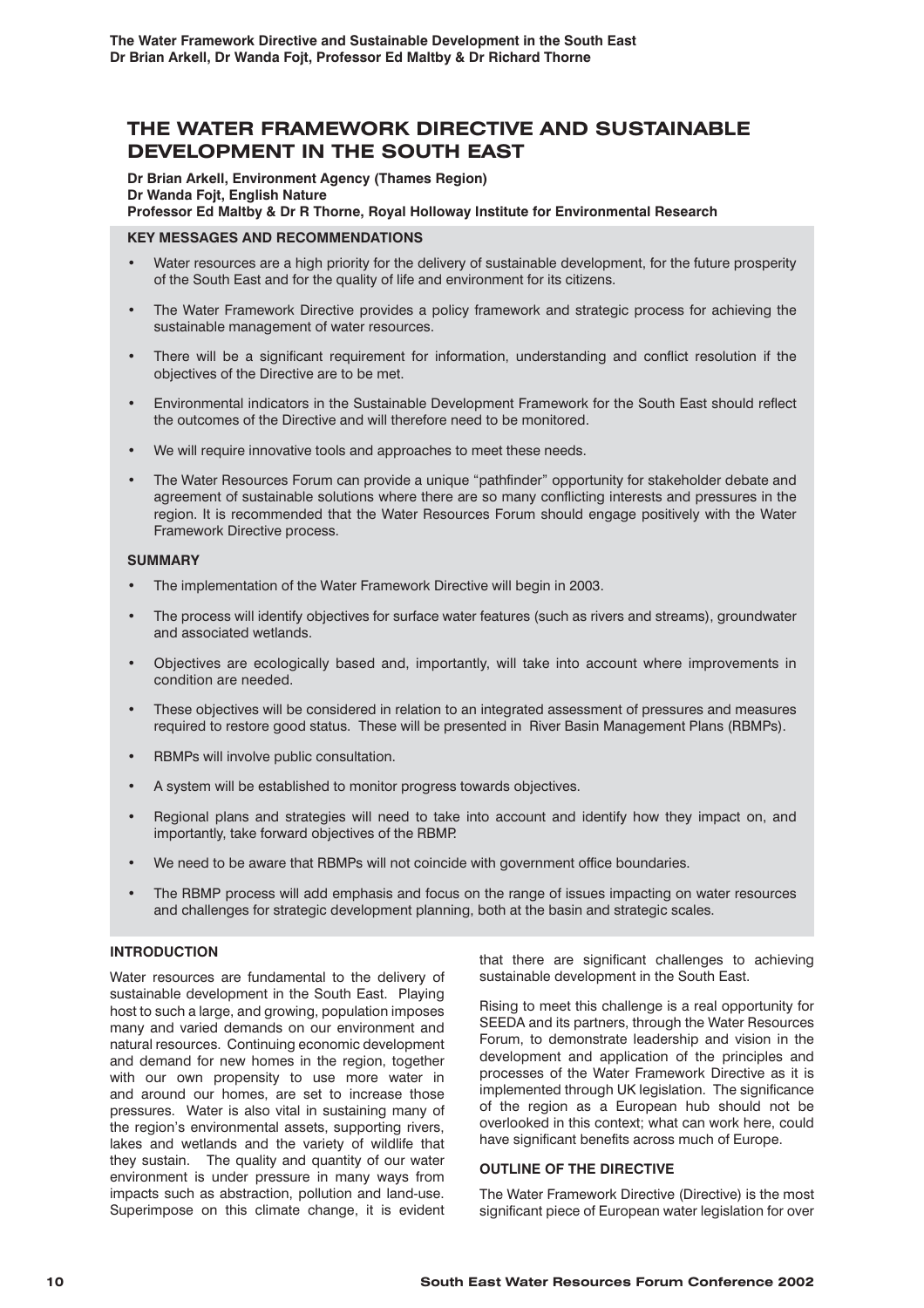# THE WATER FRAMEWORK DIRECTIVE AND SUSTAINABLE DEVELOPMENT IN THE SOUTH EAST

**Dr Brian Arkell, Environment Agency (Thames Region)**
**Dr Wanda Fojt, English Nature**
**Professor Ed Maltby & Dr R Thorne, Royal Holloway Institute for Environmental Research**

## KEY MESSAGES AND RECOMMENDATIONS

- Water resources are a high priority for the delivery of sustainable development, for the future prosperity of the South East and for the quality of life and environment for its citizens.
- The Water Framework Directive provides a policy framework and strategic process for achieving the sustainable management of water resources.
- There will be a significant requirement for information, understanding and conflict resolution if the objectives of the Directive are to be met.
- Environmental indicators in the Sustainable Development Framework for the South East should reflect the outcomes of the Directive and will therefore need to be monitored.
- We will require innovative tools and approaches to meet these needs.
- The Water Resources Forum can provide a unique "pathfinder" opportunity for stakeholder debate and agreement of sustainable solutions where there are so many conflicting interests and pressures in the region. It is recommended that the Water Resources Forum should engage positively with the Water Framework Directive process.

## SUMMARY

- The implementation of the Water Framework Directive will begin in 2003.
- The process will identify objectives for surface water features (such as rivers and streams), groundwater and associated wetlands.
- Objectives are ecologically based and, importantly, will take into account where improvements in condition are needed.
- These objectives will be considered in relation to an integrated assessment of pressures and measures required to restore good status. These will be presented in River Basin Management Plans (RBMPs).
- RBMPs will involve public consultation.
- A system will be established to monitor progress towards objectives.
- Regional plans and strategies will need to take into account and identify how they impact on, and importantly, take forward objectives of the RBMP.
- We need to be aware that RBMPs will not coincide with government office boundaries.
- The RBMP process will add emphasis and focus on the range of issues impacting on water resources and challenges for strategic development planning, both at the basin and strategic scales.

## INTRODUCTION

Water resources are fundamental to the delivery of sustainable development in the South East. Playing host to such a large, and growing, population imposes many and varied demands on our environment and natural resources. Continuing economic development and demand for new homes in the region, together with our own propensity to use more water in and around our homes, are set to increase those pressures. Water is also vital in sustaining many of the region's environmental assets, supporting rivers, lakes and wetlands and the variety of wildlife that they sustain. The quality and quantity of our water environment is under pressure in many ways from impacts such as abstraction, pollution and land-use. Superimpose on this climate change, it is evident that there are significant challenges to achieving sustainable development in the South East.

Rising to meet this challenge is a real opportunity for SEEDA and its partners, through the Water Resources Forum, to demonstrate leadership and vision in the development and application of the principles and processes of the Water Framework Directive as it is implemented through UK legislation. The significance of the region as a European hub should not be overlooked in this context; what can work here, could have significant benefits across much of Europe.

## OUTLINE OF THE DIRECTIVE

The Water Framework Directive (Directive) is the most significant piece of European water legislation for over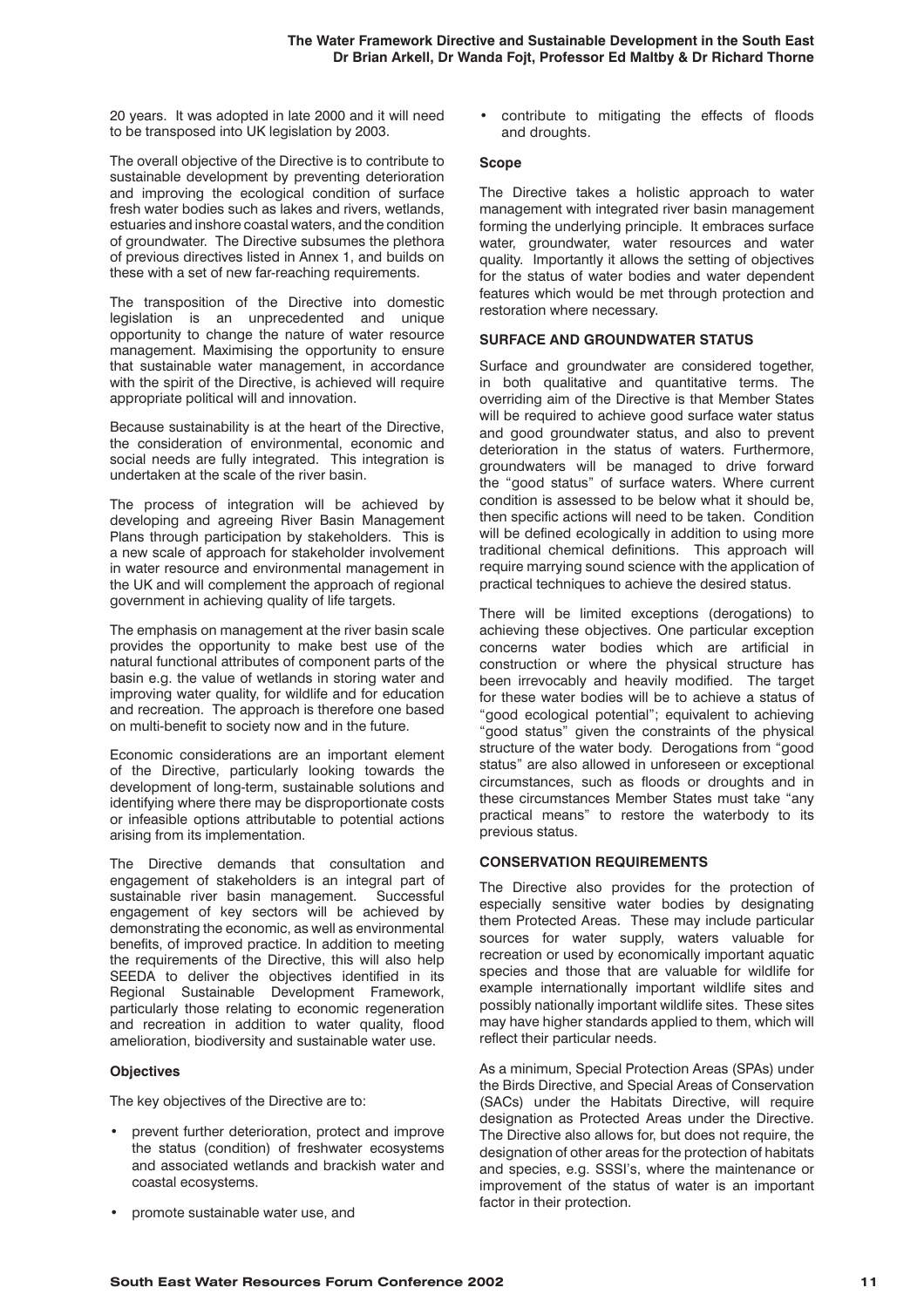20 years. It was adopted in late 2000 and it will need to be transposed into UK legislation by 2003.

The overall objective of the Directive is to contribute to sustainable development by preventing deterioration and improving the ecological condition of surface fresh water bodies such as lakes and rivers, wetlands, estuaries and inshore coastal waters, and the condition of groundwater. The Directive subsumes the plethora of previous directives listed in Annex 1, and builds on these with a set of new far-reaching requirements.

The transposition of the Directive into domestic legislation is an unprecedented and unique opportunity to change the nature of water resource management. Maximising the opportunity to ensure that sustainable water management, in accordance with the spirit of the Directive, is achieved will require appropriate political will and innovation.

Because sustainability is at the heart of the Directive, the consideration of environmental, economic and social needs are fully integrated. This integration is undertaken at the scale of the river basin.

The process of integration will be achieved by developing and agreeing River Basin Management Plans through participation by stakeholders. This is a new scale of approach for stakeholder involvement in water resource and environmental management in the UK and will complement the approach of regional government in achieving quality of life targets.

The emphasis on management at the river basin scale provides the opportunity to make best use of the natural functional attributes of component parts of the basin e.g. the value of wetlands in storing water and improving water quality, for wildlife and for education and recreation. The approach is therefore one based on multi-benefit to society now and in the future.

Economic considerations are an important element of the Directive, particularly looking towards the development of long-term, sustainable solutions and identifying where there may be disproportionate costs or infeasible options attributable to potential actions arising from its implementation.

The Directive demands that consultation and engagement of stakeholders is an integral part of sustainable river basin management. Successful engagement of key sectors will be achieved by demonstrating the economic, as well as environmental benefits, of improved practice. In addition to meeting the requirements of the Directive, this will also help SEEDA to deliver the objectives identified in its Regional Sustainable Development Framework, particularly those relating to economic regeneration and recreation in addition to water quality, flood amelioration, biodiversity and sustainable water use.

**Objectives**

The key objectives of the Directive are to:

- prevent further deterioration, protect and improve the status (condition) of freshwater ecosystems and associated wetlands and brackish water and coastal ecosystems.
- promote sustainable water use, and
- contribute to mitigating the effects of floods and droughts.

**Scope**

The Directive takes a holistic approach to water management with integrated river basin management forming the underlying principle. It embraces surface water, groundwater, water resources and water quality. Importantly it allows the setting of objectives for the status of water bodies and water dependent features which would be met through protection and restoration where necessary.

**SURFACE AND GROUNDWATER STATUS**

Surface and groundwater are considered together, in both qualitative and quantitative terms. The overriding aim of the Directive is that Member States will be required to achieve good surface water status and good groundwater status, and also to prevent deterioration in the status of waters. Furthermore, groundwaters will be managed to drive forward the "good status" of surface waters. Where current condition is assessed to be below what it should be, then specific actions will need to be taken. Condition will be defined ecologically in addition to using more traditional chemical definitions. This approach will require marrying sound science with the application of practical techniques to achieve the desired status.

There will be limited exceptions (derogations) to achieving these objectives. One particular exception concerns water bodies which are artificial in construction or where the physical structure has been irrevocably and heavily modified. The target for these water bodies will be to achieve a status of "good ecological potential"; equivalent to achieving "good status" given the constraints of the physical structure of the water body. Derogations from "good status" are also allowed in unforeseen or exceptional circumstances, such as floods or droughts and in these circumstances Member States must take "any practical means" to restore the waterbody to its previous status.

**CONSERVATION REQUIREMENTS**

The Directive also provides for the protection of especially sensitive water bodies by designating them Protected Areas. These may include particular sources for water supply, waters valuable for recreation or used by economically important aquatic species and those that are valuable for wildlife for example internationally important wildlife sites and possibly nationally important wildlife sites. These sites may have higher standards applied to them, which will reflect their particular needs.

As a minimum, Special Protection Areas (SPAs) under the Birds Directive, and Special Areas of Conservation (SACs) under the Habitats Directive, will require designation as Protected Areas under the Directive. The Directive also allows for, but does not require, the designation of other areas for the protection of habitats and species, e.g. SSSI's, where the maintenance or improvement of the status of water is an important factor in their protection.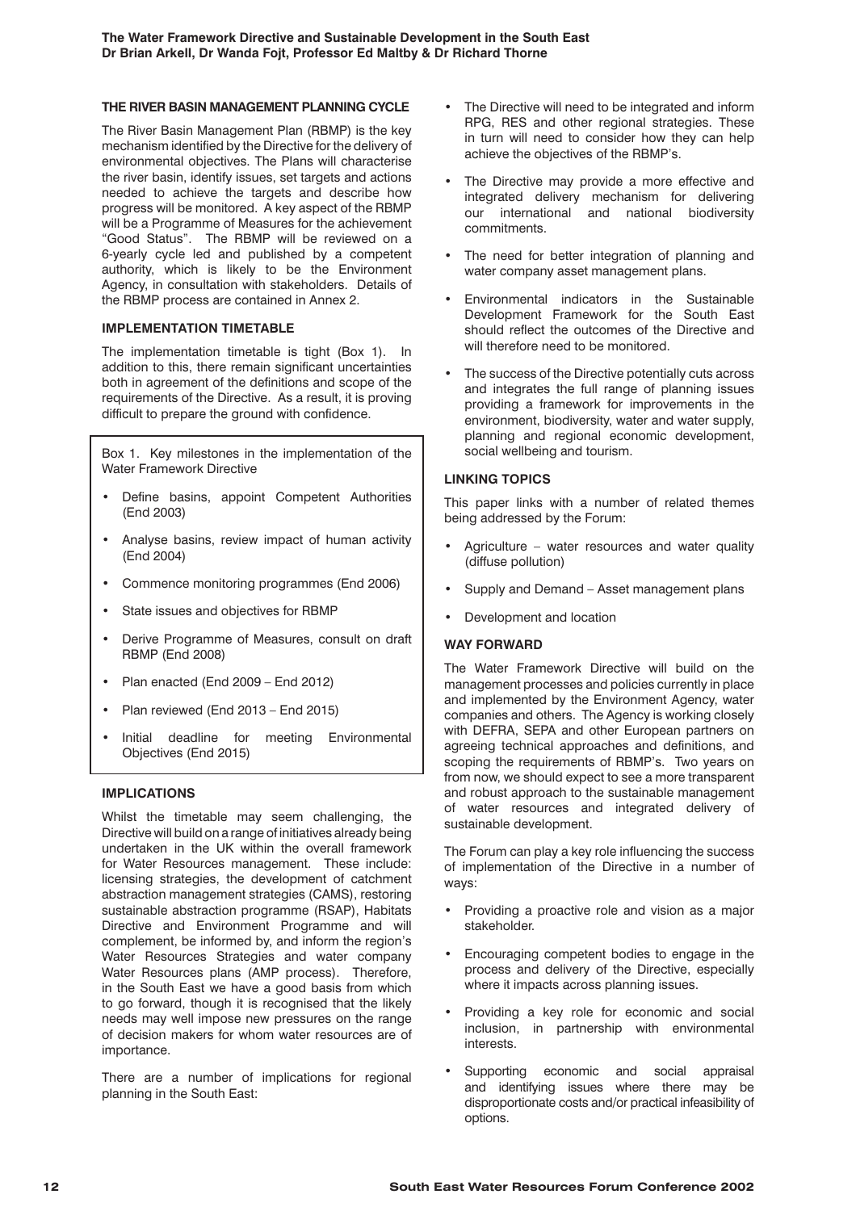### THE RIVER BASIN MANAGEMENT PLANNING CYCLE

The River Basin Management Plan (RBMP) is the key mechanism identified by the Directive for the delivery of environmental objectives. The Plans will characterise the river basin, identify issues, set targets and actions needed to achieve the targets and describe how progress will be monitored. A key aspect of the RBMP will be a Programme of Measures for the achievement "Good Status". The RBMP will be reviewed on a 6-yearly cycle led and published by a competent authority, which is likely to be the Environment Agency, in consultation with stakeholders. Details of the RBMP process are contained in Annex 2.

### IMPLEMENTATION TIMETABLE

The implementation timetable is tight (Box 1). In addition to this, there remain significant uncertainties both in agreement of the definitions and scope of the requirements of the Directive. As a result, it is proving difficult to prepare the ground with confidence.

Box 1. Key milestones in the implementation of the Water Framework Directive

- Define basins, appoint Competent Authorities (End 2003)
- Analyse basins, review impact of human activity (End 2004)
- Commence monitoring programmes (End 2006)
- State issues and objectives for RBMP
- Derive Programme of Measures, consult on draft RBMP (End 2008)
- Plan enacted (End 2009 – End 2012)
- Plan reviewed (End 2013 – End 2015)
- Initial deadline for meeting Environmental Objectives (End 2015)

### IMPLICATIONS

Whilst the timetable may seem challenging, the Directive will build on a range of initiatives already being undertaken in the UK within the overall framework for Water Resources management. These include: licensing strategies, the development of catchment abstraction management strategies (CAMS), restoring sustainable abstraction programme (RSAP), Habitats Directive and Environment Programme and will complement, be informed by, and inform the region's Water Resources Strategies and water company Water Resources plans (AMP process). Therefore, in the South East we have a good basis from which to go forward, though it is recognised that the likely needs may well impose new pressures on the range of decision makers for whom water resources are of importance.

There are a number of implications for regional planning in the South East:

- The Directive will need to be integrated and inform RPG, RES and other regional strategies. These in turn will need to consider how they can help achieve the objectives of the RBMP's.
- The Directive may provide a more effective and integrated delivery mechanism for delivering our international and national biodiversity commitments.
- The need for better integration of planning and water company asset management plans.
- Environmental indicators in the Sustainable Development Framework for the South East should reflect the outcomes of the Directive and will therefore need to be monitored.
- The success of the Directive potentially cuts across and integrates the full range of planning issues providing a framework for improvements in the environment, biodiversity, water and water supply, planning and regional economic development, social wellbeing and tourism.

### LINKING TOPICS

This paper links with a number of related themes being addressed by the Forum:

- Agriculture – water resources and water quality (diffuse pollution)
- Supply and Demand – Asset management plans
- Development and location

### WAY FORWARD

The Water Framework Directive will build on the management processes and policies currently in place and implemented by the Environment Agency, water companies and others. The Agency is working closely with DEFRA, SEPA and other European partners on agreeing technical approaches and definitions, and scoping the requirements of RBMP's. Two years on from now, we should expect to see a more transparent and robust approach to the sustainable management of water resources and integrated delivery of sustainable development.

The Forum can play a key role influencing the success of implementation of the Directive in a number of ways:

- Providing a proactive role and vision as a major stakeholder.
- Encouraging competent bodies to engage in the process and delivery of the Directive, especially where it impacts across planning issues.
- Providing a key role for economic and social inclusion, in partnership with environmental interests.
- Supporting economic and social appraisal and identifying issues where there may be disproportionate costs and/or practical infeasibility of options.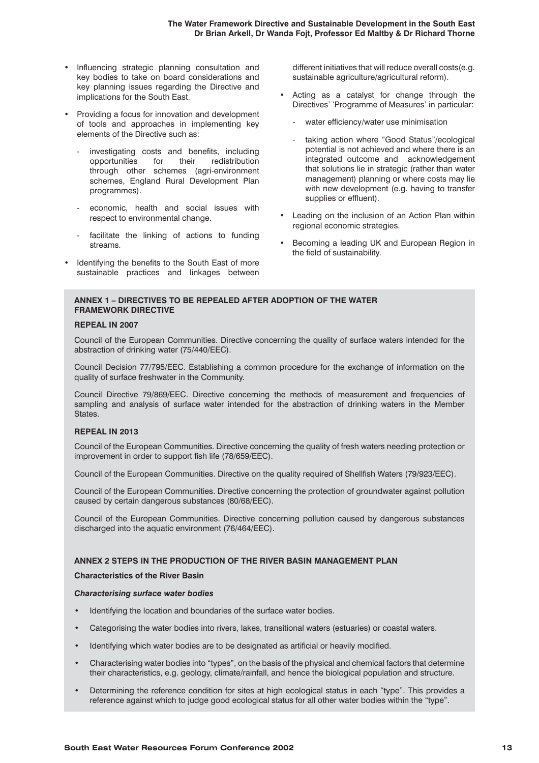- Influencing strategic planning consultation and key bodies to take on board considerations and key planning issues regarding the Directive and implications for the South East.
- Providing a focus for innovation and development of tools and approaches in implementing key elements of the Directive such as:
  - investigating costs and benefits, including opportunities for their redistribution through other schemes (agri-environment schemes, England Rural Development Plan programmes).
  - economic, health and social issues with respect to environmental change.
  - facilitate the linking of actions to funding streams.
- Identifying the benefits to the South East of more sustainable practices and linkages between different initiatives that will reduce overall costs(e.g. sustainable agriculture/agricultural reform).
- Acting as a catalyst for change through the Directives' 'Programme of Measures' in particular:
  - water efficiency/water use minimisation
  - taking action where "Good Status"/ecological potential is not achieved and where there is an integrated outcome and acknowledgement that solutions lie in strategic (rather than water management) planning or where costs may lie with new development (e.g. having to transfer supplies or effluent).
- Leading on the inclusion of an Action Plan within regional economic strategies.
- Becoming a leading UK and European Region in the field of sustainability.

## ANNEX 1 – DIRECTIVES TO BE REPEALED AFTER ADOPTION OF THE WATER FRAMEWORK DIRECTIVE

### REPEAL IN 2007

Council of the European Communities. Directive concerning the quality of surface waters intended for the abstraction of drinking water (75/440/EEC).

Council Decision 77/795/EEC. Establishing a common procedure for the exchange of information on the quality of surface freshwater in the Community.

Council Directive 79/869/EEC. Directive concerning the methods of measurement and frequencies of sampling and analysis of surface water intended for the abstraction of drinking waters in the Member States.

### REPEAL IN 2013

Council of the European Communities. Directive concerning the quality of fresh waters needing protection or improvement in order to support fish life (78/659/EEC).

Council of the European Communities. Directive on the quality required of Shellfish Waters (79/923/EEC).

Council of the European Communities. Directive concerning the protection of groundwater against pollution caused by certain dangerous substances (80/68/EEC).

Council of the European Communities. Directive concerning pollution caused by dangerous substances discharged into the aquatic environment (76/464/EEC).

## ANNEX 2 STEPS IN THE PRODUCTION OF THE RIVER BASIN MANAGEMENT PLAN

### Characteristics of the River Basin

#### *Characterising surface water bodies*

- Identifying the location and boundaries of the surface water bodies.
- Categorising the water bodies into rivers, lakes, transitional waters (estuaries) or coastal waters.
- Identifying which water bodies are to be designated as artificial or heavily modified.
- Characterising water bodies into "types", on the basis of the physical and chemical factors that determine their characteristics, e.g. geology, climate/rainfall, and hence the biological population and structure.
- Determining the reference condition for sites at high ecological status in each "type". This provides a reference against which to judge good ecological status for all other water bodies within the "type".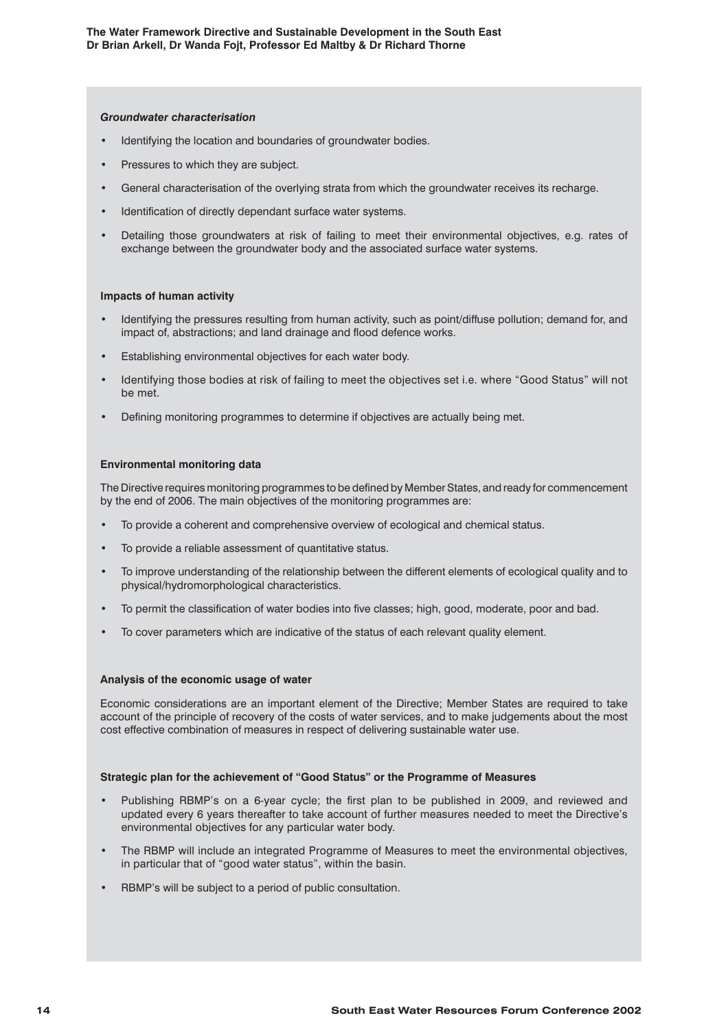***Groundwater characterisation***

- Identifying the location and boundaries of groundwater bodies.
- Pressures to which they are subject.
- General characterisation of the overlying strata from which the groundwater receives its recharge.
- Identification of directly dependant surface water systems.
- Detailing those groundwaters at risk of failing to meet their environmental objectives, e.g. rates of exchange between the groundwater body and the associated surface water systems.

**Impacts of human activity**

- Identifying the pressures resulting from human activity, such as point/diffuse pollution; demand for, and impact of, abstractions; and land drainage and flood defence works.
- Establishing environmental objectives for each water body.
- Identifying those bodies at risk of failing to meet the objectives set i.e. where "Good Status" will not be met.
- Defining monitoring programmes to determine if objectives are actually being met.

**Environmental monitoring data**

The Directive requires monitoring programmes to be defined by Member States, and ready for commencement by the end of 2006. The main objectives of the monitoring programmes are:

- To provide a coherent and comprehensive overview of ecological and chemical status.
- To provide a reliable assessment of quantitative status.
- To improve understanding of the relationship between the different elements of ecological quality and to physical/hydromorphological characteristics.
- To permit the classification of water bodies into five classes; high, good, moderate, poor and bad.
- To cover parameters which are indicative of the status of each relevant quality element.

**Analysis of the economic usage of water**

Economic considerations are an important element of the Directive; Member States are required to take account of the principle of recovery of the costs of water services, and to make judgements about the most cost effective combination of measures in respect of delivering sustainable water use.

**Strategic plan for the achievement of "Good Status" or the Programme of Measures**

- Publishing RBMP's on a 6-year cycle; the first plan to be published in 2009, and reviewed and updated every 6 years thereafter to take account of further measures needed to meet the Directive's environmental objectives for any particular water body.
- The RBMP will include an integrated Programme of Measures to meet the environmental objectives, in particular that of "good water status", within the basin.
- RBMP's will be subject to a period of public consultation.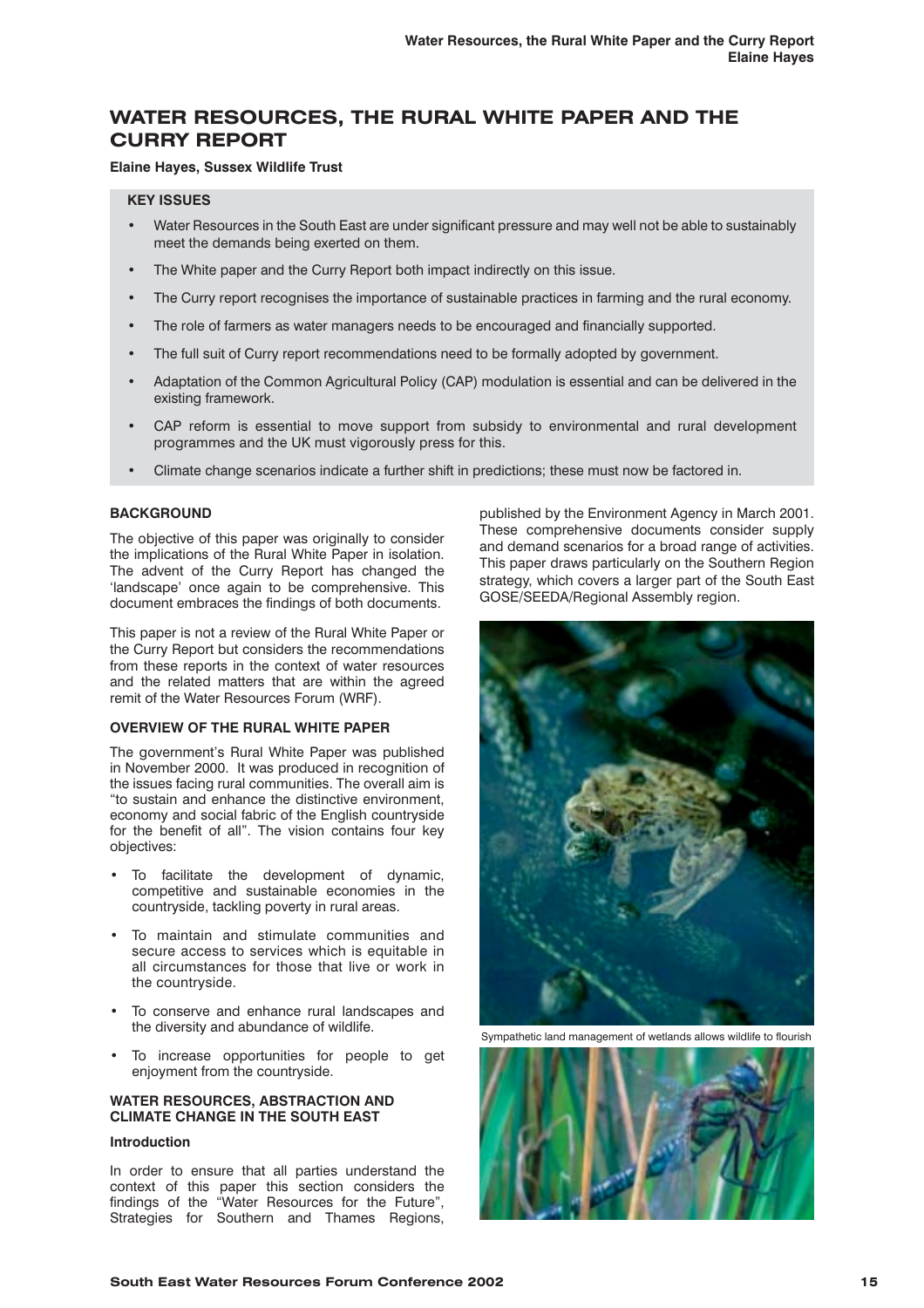# WATER RESOURCES, THE RURAL WHITE PAPER AND THE CURRY REPORT

**Elaine Hayes, Sussex Wildlife Trust**

**KEY ISSUES**

- Water Resources in the South East are under significant pressure and may well not be able to sustainably meet the demands being exerted on them.
- The White paper and the Curry Report both impact indirectly on this issue.
- The Curry report recognises the importance of sustainable practices in farming and the rural economy.
- The role of farmers as water managers needs to be encouraged and financially supported.
- The full suit of Curry report recommendations need to be formally adopted by government.
- Adaptation of the Common Agricultural Policy (CAP) modulation is essential and can be delivered in the existing framework.
- CAP reform is essential to move support from subsidy to environmental and rural development programmes and the UK must vigorously press for this.
- Climate change scenarios indicate a further shift in predictions; these must now be factored in.

## BACKGROUND

The objective of this paper was originally to consider the implications of the Rural White Paper in isolation. The advent of the Curry Report has changed the 'landscape' once again to be comprehensive. This document embraces the findings of both documents.

This paper is not a review of the Rural White Paper or the Curry Report but considers the recommendations from these reports in the context of water resources and the related matters that are within the agreed remit of the Water Resources Forum (WRF).

## OVERVIEW OF THE RURAL WHITE PAPER

The government's Rural White Paper was published in November 2000. It was produced in recognition of the issues facing rural communities. The overall aim is "to sustain and enhance the distinctive environment, economy and social fabric of the English countryside for the benefit of all". The vision contains four key objectives:

- To facilitate the development of dynamic, competitive and sustainable economies in the countryside, tackling poverty in rural areas.
- To maintain and stimulate communities and secure access to services which is equitable in all circumstances for those that live or work in the countryside.
- To conserve and enhance rural landscapes and the diversity and abundance of wildlife.
- To increase opportunities for people to get enjoyment from the countryside.

## WATER RESOURCES, ABSTRACTION AND CLIMATE CHANGE IN THE SOUTH EAST

### Introduction

In order to ensure that all parties understand the context of this paper this section considers the findings of the "Water Resources for the Future", Strategies for Southern and Thames Regions, published by the Environment Agency in March 2001. These comprehensive documents consider supply and demand scenarios for a broad range of activities. This paper draws particularly on the Southern Region strategy, which covers a larger part of the South East GOSE/SEEDA/Regional Assembly region.

Sympathetic land management of wetlands allows wildlife to flourish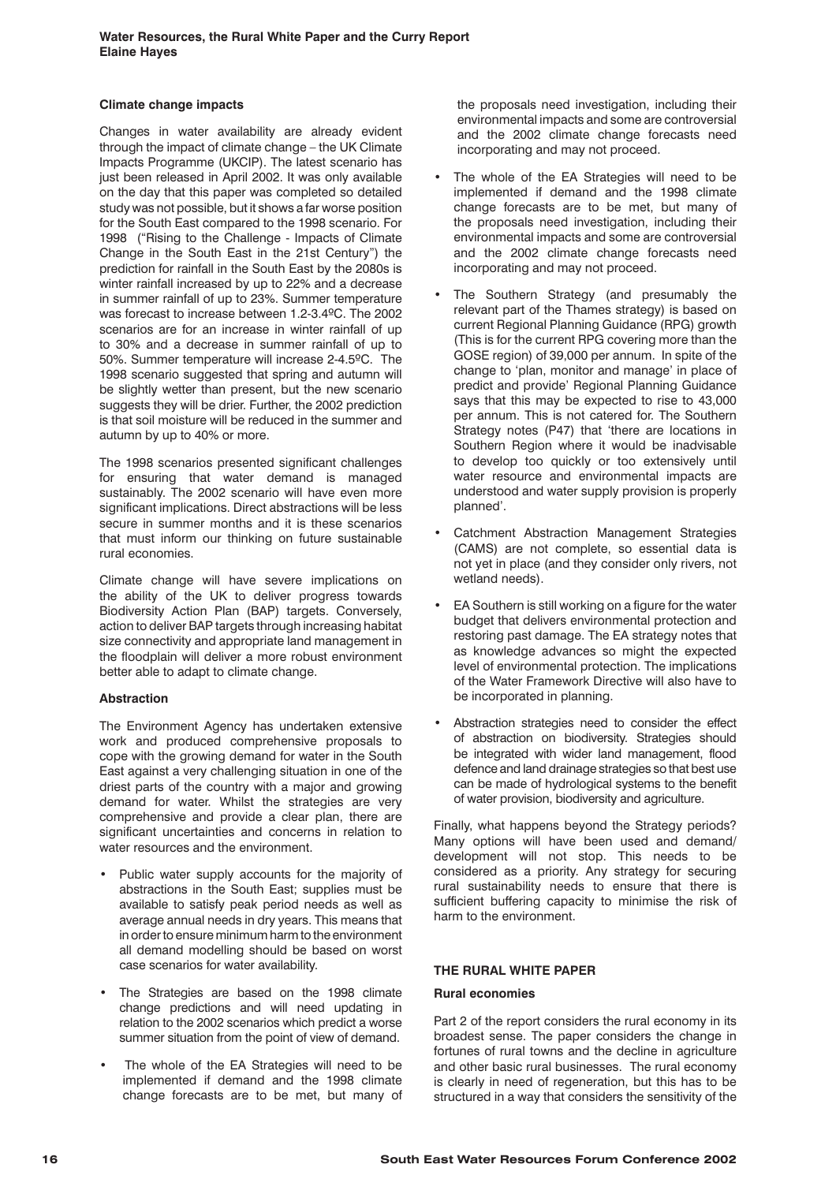**Climate change impacts**

Changes in water availability are already evident through the impact of climate change – the UK Climate Impacts Programme (UKCIP). The latest scenario has just been released in April 2002. It was only available on the day that this paper was completed so detailed study was not possible, but it shows a far worse position for the South East compared to the 1998 scenario. For 1998 ("Rising to the Challenge - Impacts of Climate Change in the South East in the 21st Century") the prediction for rainfall in the South East by the 2080s is winter rainfall increased by up to 22% and a decrease in summer rainfall of up to 23%. Summer temperature was forecast to increase between 1.2-3.4ºC. The 2002 scenarios are for an increase in winter rainfall of up to 30% and a decrease in summer rainfall of up to 50%. Summer temperature will increase 2-4.5ºC. The 1998 scenario suggested that spring and autumn will be slightly wetter than present, but the new scenario suggests they will be drier. Further, the 2002 prediction is that soil moisture will be reduced in the summer and autumn by up to 40% or more.

The 1998 scenarios presented significant challenges for ensuring that water demand is managed sustainably. The 2002 scenario will have even more significant implications. Direct abstractions will be less secure in summer months and it is these scenarios that must inform our thinking on future sustainable rural economies.

Climate change will have severe implications on the ability of the UK to deliver progress towards Biodiversity Action Plan (BAP) targets. Conversely, action to deliver BAP targets through increasing habitat size connectivity and appropriate land management in the floodplain will deliver a more robust environment better able to adapt to climate change.

**Abstraction**

The Environment Agency has undertaken extensive work and produced comprehensive proposals to cope with the growing demand for water in the South East against a very challenging situation in one of the driest parts of the country with a major and growing demand for water. Whilst the strategies are very comprehensive and provide a clear plan, there are significant uncertainties and concerns in relation to water resources and the environment.

- Public water supply accounts for the majority of abstractions in the South East; supplies must be available to satisfy peak period needs as well as average annual needs in dry years. This means that in order to ensure minimum harm to the environment all demand modelling should be based on worst case scenarios for water availability.
- The Strategies are based on the 1998 climate change predictions and will need updating in relation to the 2002 scenarios which predict a worse summer situation from the point of view of demand.
- The whole of the EA Strategies will need to be implemented if demand and the 1998 climate change forecasts are to be met, but many of the proposals need investigation, including their environmental impacts and some are controversial and the 2002 climate change forecasts need incorporating and may not proceed.
- The whole of the EA Strategies will need to be implemented if demand and the 1998 climate change forecasts are to be met, but many of the proposals need investigation, including their environmental impacts and some are controversial and the 2002 climate change forecasts need incorporating and may not proceed.
- The Southern Strategy (and presumably the relevant part of the Thames strategy) is based on current Regional Planning Guidance (RPG) growth (This is for the current RPG covering more than the GOSE region) of 39,000 per annum. In spite of the change to 'plan, monitor and manage' in place of predict and provide' Regional Planning Guidance says that this may be expected to rise to 43,000 per annum. This is not catered for. The Southern Strategy notes (P47) that 'there are locations in Southern Region where it would be inadvisable to develop too quickly or too extensively until water resource and environmental impacts are understood and water supply provision is properly planned'.
- Catchment Abstraction Management Strategies (CAMS) are not complete, so essential data is not yet in place (and they consider only rivers, not wetland needs).
- EA Southern is still working on a figure for the water budget that delivers environmental protection and restoring past damage. The EA strategy notes that as knowledge advances so might the expected level of environmental protection. The implications of the Water Framework Directive will also have to be incorporated in planning.
- Abstraction strategies need to consider the effect of abstraction on biodiversity. Strategies should be integrated with wider land management, flood defence and land drainage strategies so that best use can be made of hydrological systems to the benefit of water provision, biodiversity and agriculture.

Finally, what happens beyond the Strategy periods? Many options will have been used and demand/development will not stop. This needs to be considered as a priority. Any strategy for securing rural sustainability needs to ensure that there is sufficient buffering capacity to minimise the risk of harm to the environment.

## THE RURAL WHITE PAPER

**Rural economies**

Part 2 of the report considers the rural economy in its broadest sense. The paper considers the change in fortunes of rural towns and the decline in agriculture and other basic rural businesses. The rural economy is clearly in need of regeneration, but this has to be structured in a way that considers the sensitivity of the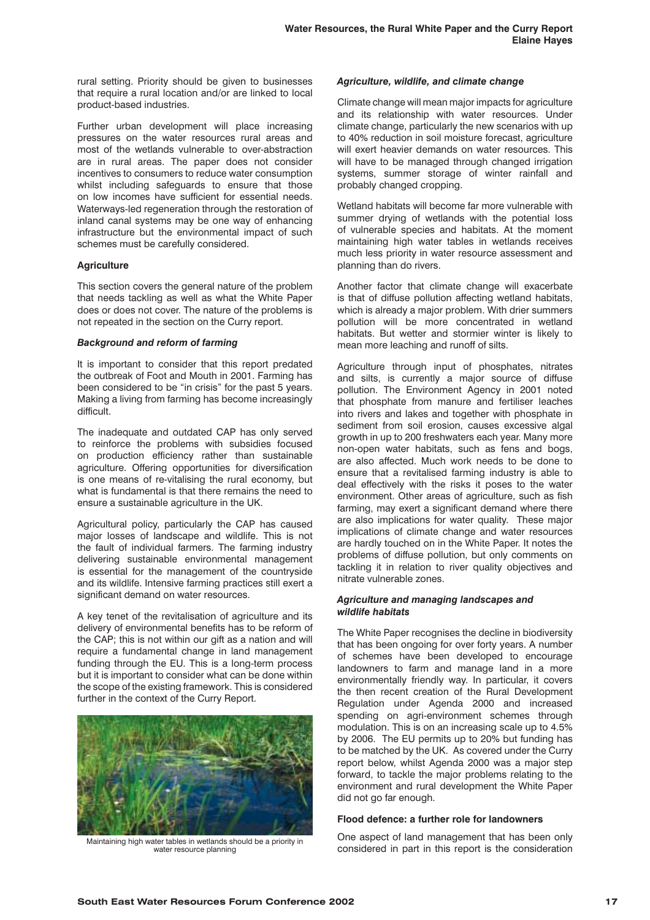rural setting. Priority should be given to businesses that require a rural location and/or are linked to local product-based industries.

Further urban development will place increasing pressures on the water resources rural areas and most of the wetlands vulnerable to over-abstraction are in rural areas. The paper does not consider incentives to consumers to reduce water consumption whilst including safeguards to ensure that those on low incomes have sufficient for essential needs. Waterways-led regeneration through the restoration of inland canal systems may be one way of enhancing infrastructure but the environmental impact of such schemes must be carefully considered.

### Agriculture

This section covers the general nature of the problem that needs tackling as well as what the White Paper does or does not cover. The nature of the problems is not repeated in the section on the Curry report.

#### *Background and reform of farming*

It is important to consider that this report predated the outbreak of Foot and Mouth in 2001. Farming has been considered to be "in crisis" for the past 5 years. Making a living from farming has become increasingly difficult.

The inadequate and outdated CAP has only served to reinforce the problems with subsidies focused on production efficiency rather than sustainable agriculture. Offering opportunities for diversification is one means of re-vitalising the rural economy, but what is fundamental is that there remains the need to ensure a sustainable agriculture in the UK.

Agricultural policy, particularly the CAP has caused major losses of landscape and wildlife. This is not the fault of individual farmers. The farming industry delivering sustainable environmental management is essential for the management of the countryside and its wildlife. Intensive farming practices still exert a significant demand on water resources.

A key tenet of the revitalisation of agriculture and its delivery of environmental benefits has to be reform of the CAP; this is not within our gift as a nation and will require a fundamental change in land management funding through the EU. This is a long-term process but it is important to consider what can be done within the scope of the existing framework. This is considered further in the context of the Curry Report.

Maintaining high water tables in wetlands should be a priority in water resource planning

#### *Agriculture, wildlife, and climate change*

Climate change will mean major impacts for agriculture and its relationship with water resources. Under climate change, particularly the new scenarios with up to 40% reduction in soil moisture forecast, agriculture will exert heavier demands on water resources. This will have to be managed through changed irrigation systems, summer storage of winter rainfall and probably changed cropping.

Wetland habitats will become far more vulnerable with summer drying of wetlands with the potential loss of vulnerable species and habitats. At the moment maintaining high water tables in wetlands receives much less priority in water resource assessment and planning than do rivers.

Another factor that climate change will exacerbate is that of diffuse pollution affecting wetland habitats, which is already a major problem. With drier summers pollution will be more concentrated in wetland habitats. But wetter and stormier winter is likely to mean more leaching and runoff of silts.

Agriculture through input of phosphates, nitrates and silts, is currently a major source of diffuse pollution. The Environment Agency in 2001 noted that phosphate from manure and fertiliser leaches into rivers and lakes and together with phosphate in sediment from soil erosion, causes excessive algal growth in up to 200 freshwaters each year. Many more non-open water habitats, such as fens and bogs, are also affected. Much work needs to be done to ensure that a revitalised farming industry is able to deal effectively with the risks it poses to the water environment. Other areas of agriculture, such as fish farming, may exert a significant demand where there are also implications for water quality. These major implications of climate change and water resources are hardly touched on in the White Paper. It notes the problems of diffuse pollution, but only comments on tackling it in relation to river quality objectives and nitrate vulnerable zones.

#### *Agriculture and managing landscapes and wildlife habitats*

The White Paper recognises the decline in biodiversity that has been ongoing for over forty years. A number of schemes have been developed to encourage landowners to farm and manage land in a more environmentally friendly way. In particular, it covers the then recent creation of the Rural Development Regulation under Agenda 2000 and increased spending on agri-environment schemes through modulation. This is on an increasing scale up to 4.5% by 2006. The EU permits up to 20% but funding has to be matched by the UK. As covered under the Curry report below, whilst Agenda 2000 was a major step forward, to tackle the major problems relating to the environment and rural development the White Paper did not go far enough.

### Flood defence: a further role for landowners

One aspect of land management that has been only considered in part in this report is the consideration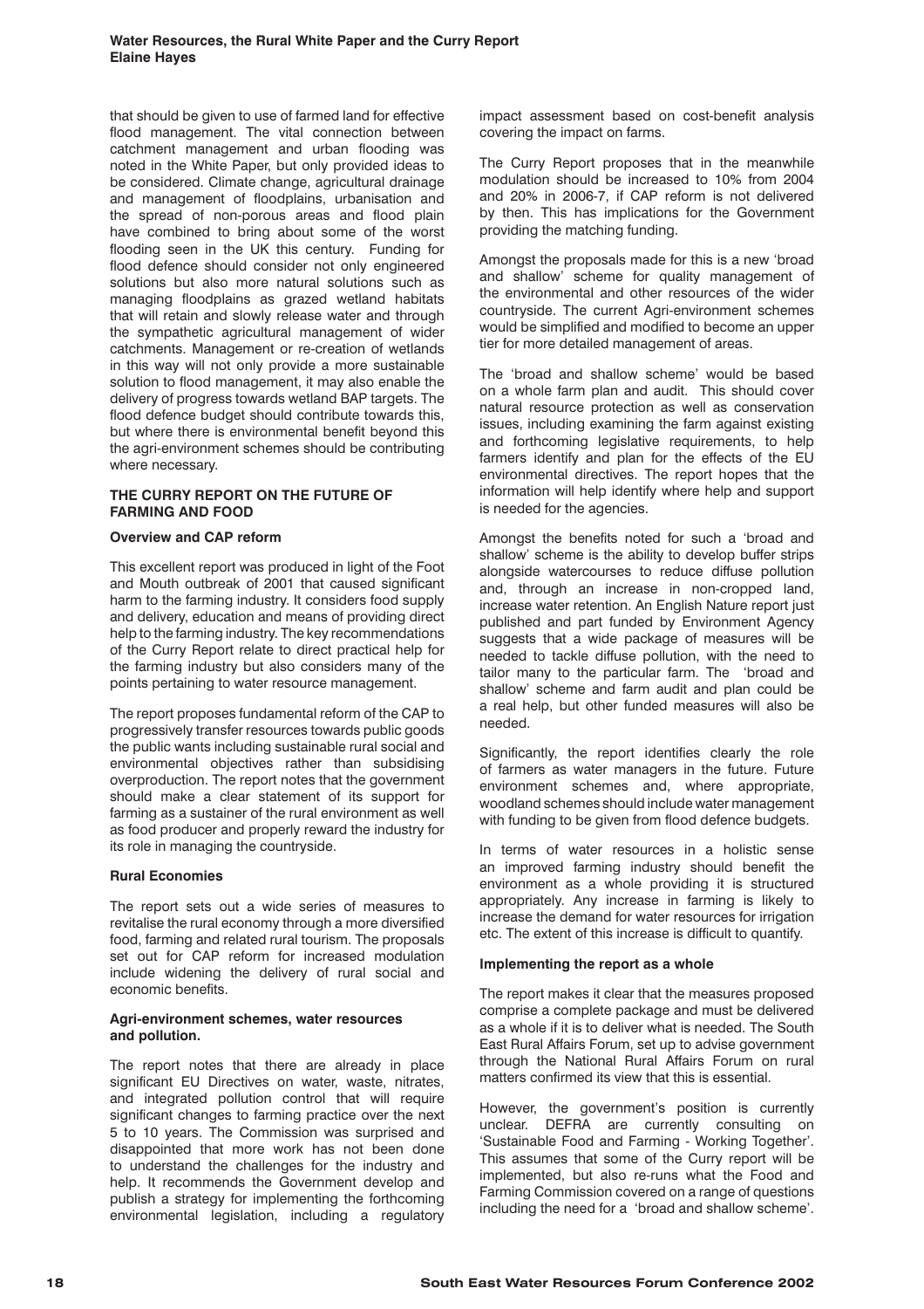that should be given to use of farmed land for effective flood management. The vital connection between catchment management and urban flooding was noted in the White Paper, but only provided ideas to be considered. Climate change, agricultural drainage and management of floodplains, urbanisation and the spread of non-porous areas and flood plain have combined to bring about some of the worst flooding seen in the UK this century. Funding for flood defence should consider not only engineered solutions but also more natural solutions such as managing floodplains as grazed wetland habitats that will retain and slowly release water and through the sympathetic agricultural management of wider catchments. Management or re-creation of wetlands in this way will not only provide a more sustainable solution to flood management, it may also enable the delivery of progress towards wetland BAP targets. The flood defence budget should contribute towards this, but where there is environmental benefit beyond this the agri-environment schemes should be contributing where necessary.

## THE CURRY REPORT ON THE FUTURE OF FARMING AND FOOD

### Overview and CAP reform

This excellent report was produced in light of the Foot and Mouth outbreak of 2001 that caused significant harm to the farming industry. It considers food supply and delivery, education and means of providing direct help to the farming industry. The key recommendations of the Curry Report relate to direct practical help for the farming industry but also considers many of the points pertaining to water resource management.

The report proposes fundamental reform of the CAP to progressively transfer resources towards public goods the public wants including sustainable rural social and environmental objectives rather than subsidising overproduction. The report notes that the government should make a clear statement of its support for farming as a sustainer of the rural environment as well as food producer and properly reward the industry for its role in managing the countryside.

### Rural Economies

The report sets out a wide series of measures to revitalise the rural economy through a more diversified food, farming and related rural tourism. The proposals set out for CAP reform for increased modulation include widening the delivery of rural social and economic benefits.

### Agri-environment schemes, water resources and pollution.

The report notes that there are already in place significant EU Directives on water, waste, nitrates, and integrated pollution control that will require significant changes to farming practice over the next 5 to 10 years. The Commission was surprised and disappointed that more work has not been done to understand the challenges for the industry and help. It recommends the Government develop and publish a strategy for implementing the forthcoming environmental legislation, including a regulatory impact assessment based on cost-benefit analysis covering the impact on farms.

The Curry Report proposes that in the meanwhile modulation should be increased to 10% from 2004 and 20% in 2006-7, if CAP reform is not delivered by then. This has implications for the Government providing the matching funding.

Amongst the proposals made for this is a new 'broad and shallow' scheme for quality management of the environmental and other resources of the wider countryside. The current Agri-environment schemes would be simplified and modified to become an upper tier for more detailed management of areas.

The 'broad and shallow scheme' would be based on a whole farm plan and audit. This should cover natural resource protection as well as conservation issues, including examining the farm against existing and forthcoming legislative requirements, to help farmers identify and plan for the effects of the EU environmental directives. The report hopes that the information will help identify where help and support is needed for the agencies.

Amongst the benefits noted for such a 'broad and shallow' scheme is the ability to develop buffer strips alongside watercourses to reduce diffuse pollution and, through an increase in non-cropped land, increase water retention. An English Nature report just published and part funded by Environment Agency suggests that a wide package of measures will be needed to tackle diffuse pollution, with the need to tailor many to the particular farm. The 'broad and shallow' scheme and farm audit and plan could be a real help, but other funded measures will also be needed.

Significantly, the report identifies clearly the role of farmers as water managers in the future. Future environment schemes and, where appropriate, woodland schemes should include water management with funding to be given from flood defence budgets.

In terms of water resources in a holistic sense an improved farming industry should benefit the environment as a whole providing it is structured appropriately. Any increase in farming is likely to increase the demand for water resources for irrigation etc. The extent of this increase is difficult to quantify.

### Implementing the report as a whole

The report makes it clear that the measures proposed comprise a complete package and must be delivered as a whole if it is to deliver what is needed. The South East Rural Affairs Forum, set up to advise government through the National Rural Affairs Forum on rural matters confirmed its view that this is essential.

However, the government's position is currently unclear. DEFRA are currently consulting on 'Sustainable Food and Farming - Working Together'. This assumes that some of the Curry report will be implemented, but also re-runs what the Food and Farming Commission covered on a range of questions including the need for a 'broad and shallow scheme'.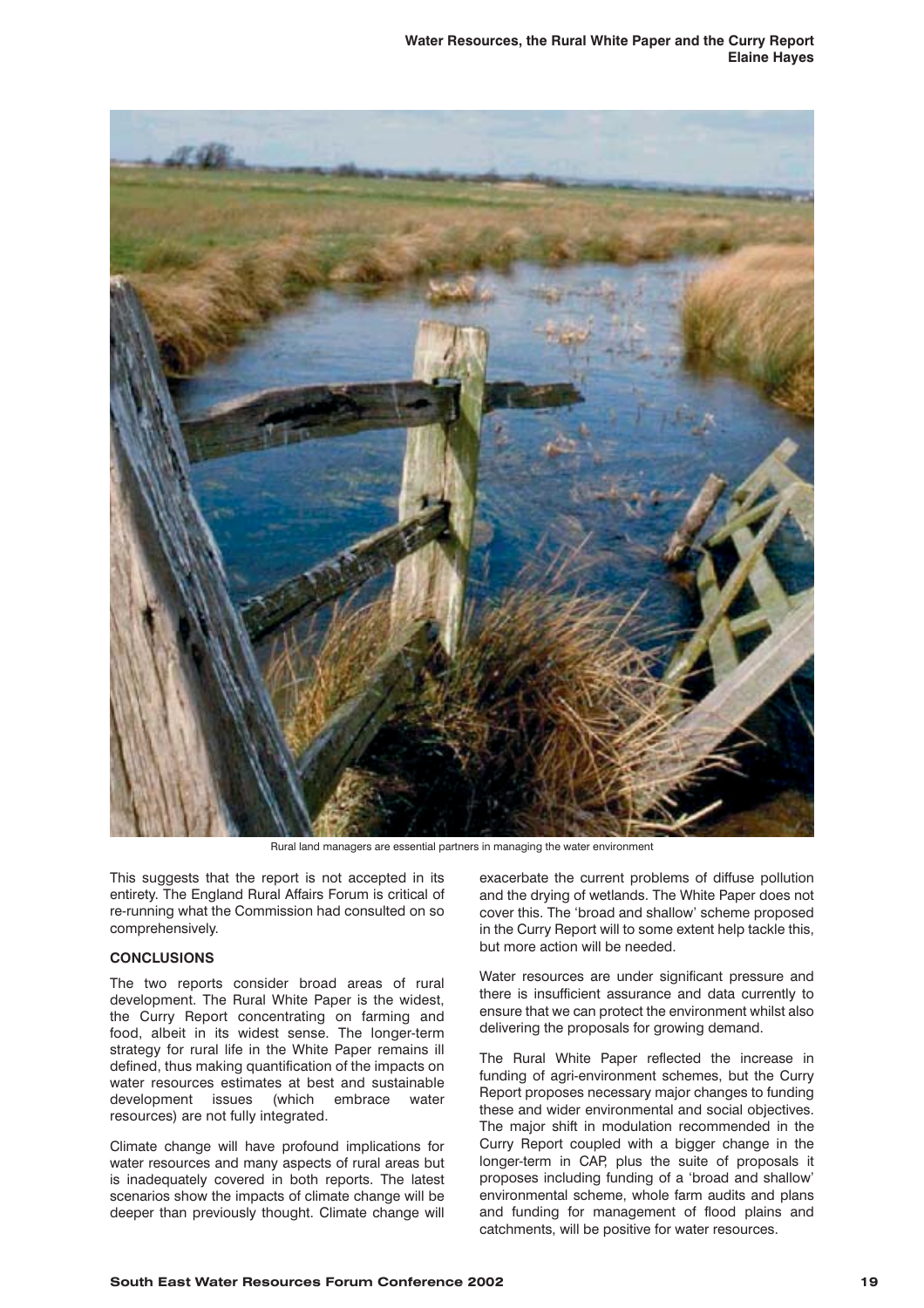Rural land managers are essential partners in managing the water environment

This suggests that the report is not accepted in its entirety. The England Rural Affairs Forum is critical of re-running what the Commission had consulted on so comprehensively.

### CONCLUSIONS

The two reports consider broad areas of rural development. The Rural White Paper is the widest, the Curry Report concentrating on farming and food, albeit in its widest sense. The longer-term strategy for rural life in the White Paper remains ill defined, thus making quantification of the impacts on water resources estimates at best and sustainable development issues (which embrace water resources) are not fully integrated.

Climate change will have profound implications for water resources and many aspects of rural areas but is inadequately covered in both reports. The latest scenarios show the impacts of climate change will be deeper than previously thought. Climate change will exacerbate the current problems of diffuse pollution and the drying of wetlands. The White Paper does not cover this. The 'broad and shallow' scheme proposed in the Curry Report will to some extent help tackle this, but more action will be needed.

Water resources are under significant pressure and there is insufficient assurance and data currently to ensure that we can protect the environment whilst also delivering the proposals for growing demand.

The Rural White Paper reflected the increase in funding of agri-environment schemes, but the Curry Report proposes necessary major changes to funding these and wider environmental and social objectives. The major shift in modulation recommended in the Curry Report coupled with a bigger change in the longer-term in CAP, plus the suite of proposals it proposes including funding of a 'broad and shallow' environmental scheme, whole farm audits and plans and funding for management of flood plains and catchments, will be positive for water resources.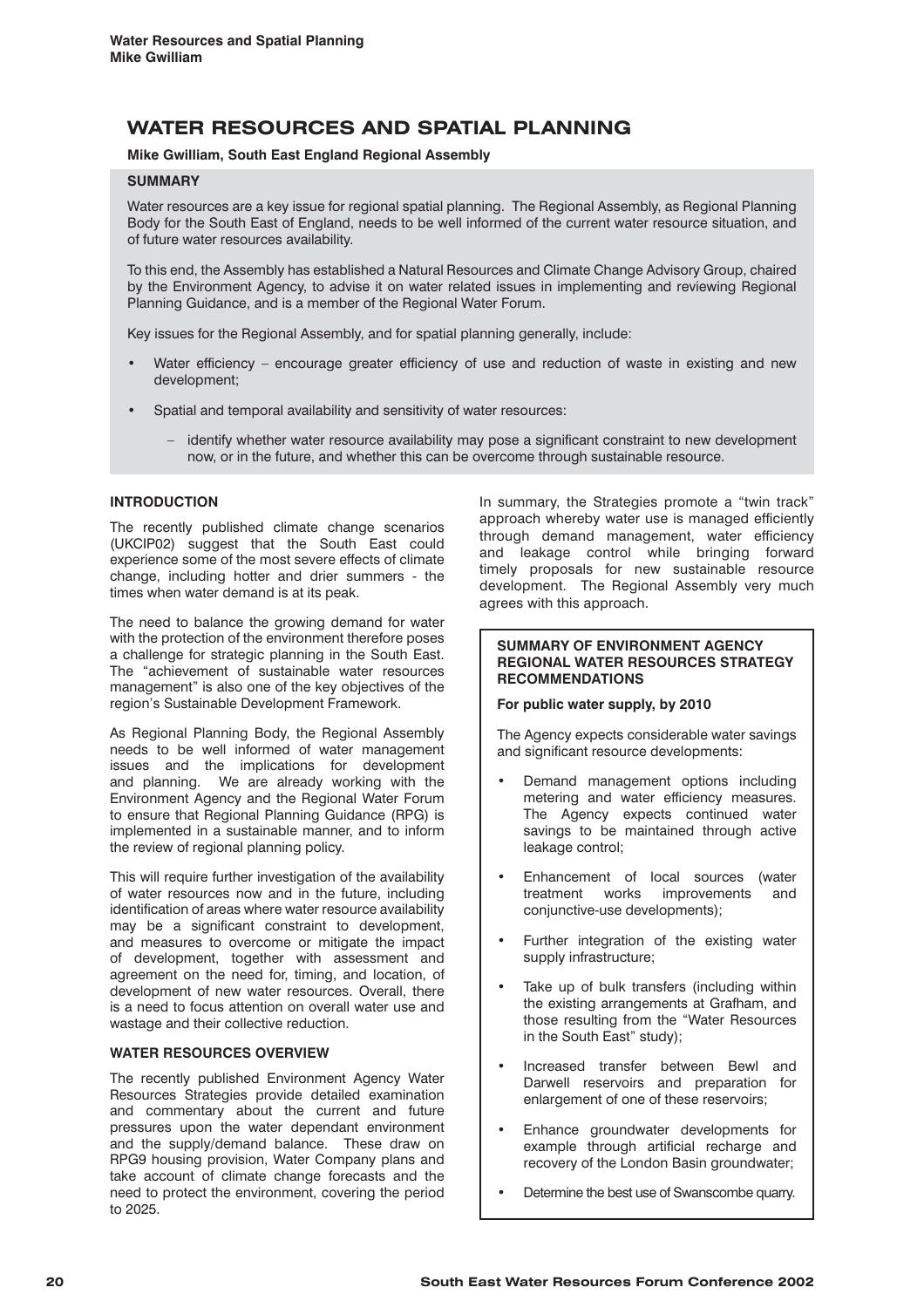# WATER RESOURCES AND SPATIAL PLANNING

**Mike Gwilliam, South East England Regional Assembly**

**SUMMARY**

Water resources are a key issue for regional spatial planning. The Regional Assembly, as Regional Planning Body for the South East of England, needs to be well informed of the current water resource situation, and of future water resources availability.

To this end, the Assembly has established a Natural Resources and Climate Change Advisory Group, chaired by the Environment Agency, to advise it on water related issues in implementing and reviewing Regional Planning Guidance, and is a member of the Regional Water Forum.

Key issues for the Regional Assembly, and for spatial planning generally, include:

- Water efficiency – encourage greater efficiency of use and reduction of waste in existing and new development;
- Spatial and temporal availability and sensitivity of water resources:
  - identify whether water resource availability may pose a significant constraint to new development now, or in the future, and whether this can be overcome through sustainable resource.

## INTRODUCTION

The recently published climate change scenarios (UKCIP02) suggest that the South East could experience some of the most severe effects of climate change, including hotter and drier summers - the times when water demand is at its peak.

The need to balance the growing demand for water with the protection of the environment therefore poses a challenge for strategic planning in the South East. The "achievement of sustainable water resources management" is also one of the key objectives of the region's Sustainable Development Framework.

As Regional Planning Body, the Regional Assembly needs to be well informed of water management issues and the implications for development and planning. We are already working with the Environment Agency and the Regional Water Forum to ensure that Regional Planning Guidance (RPG) is implemented in a sustainable manner, and to inform the review of regional planning policy.

This will require further investigation of the availability of water resources now and in the future, including identification of areas where water resource availability may be a significant constraint to development, and measures to overcome or mitigate the impact of development, together with assessment and agreement on the need for, timing, and location, of development of new water resources. Overall, there is a need to focus attention on overall water use and wastage and their collective reduction.

## WATER RESOURCES OVERVIEW

The recently published Environment Agency Water Resources Strategies provide detailed examination and commentary about the current and future pressures upon the water dependant environment and the supply/demand balance. These draw on RPG9 housing provision, Water Company plans and take account of climate change forecasts and the need to protect the environment, covering the period to 2025.

In summary, the Strategies promote a "twin track" approach whereby water use is managed efficiently through demand management, water efficiency and leakage control while bringing forward timely proposals for new sustainable resource development. The Regional Assembly very much agrees with this approach.

**SUMMARY OF ENVIRONMENT AGENCY REGIONAL WATER RESOURCES STRATEGY RECOMMENDATIONS**

**For public water supply, by 2010**

The Agency expects considerable water savings and significant resource developments:

- Demand management options including metering and water efficiency measures. The Agency expects continued water savings to be maintained through active leakage control;
- Enhancement of local sources (water treatment works improvements and conjunctive-use developments);
- Further integration of the existing water supply infrastructure;
- Take up of bulk transfers (including within the existing arrangements at Grafham, and those resulting from the "Water Resources in the South East" study);
- Increased transfer between Bewl and Darwell reservoirs and preparation for enlargement of one of these reservoirs;
- Enhance groundwater developments for example through artificial recharge and recovery of the London Basin groundwater;
- Determine the best use of Swanscombe quarry.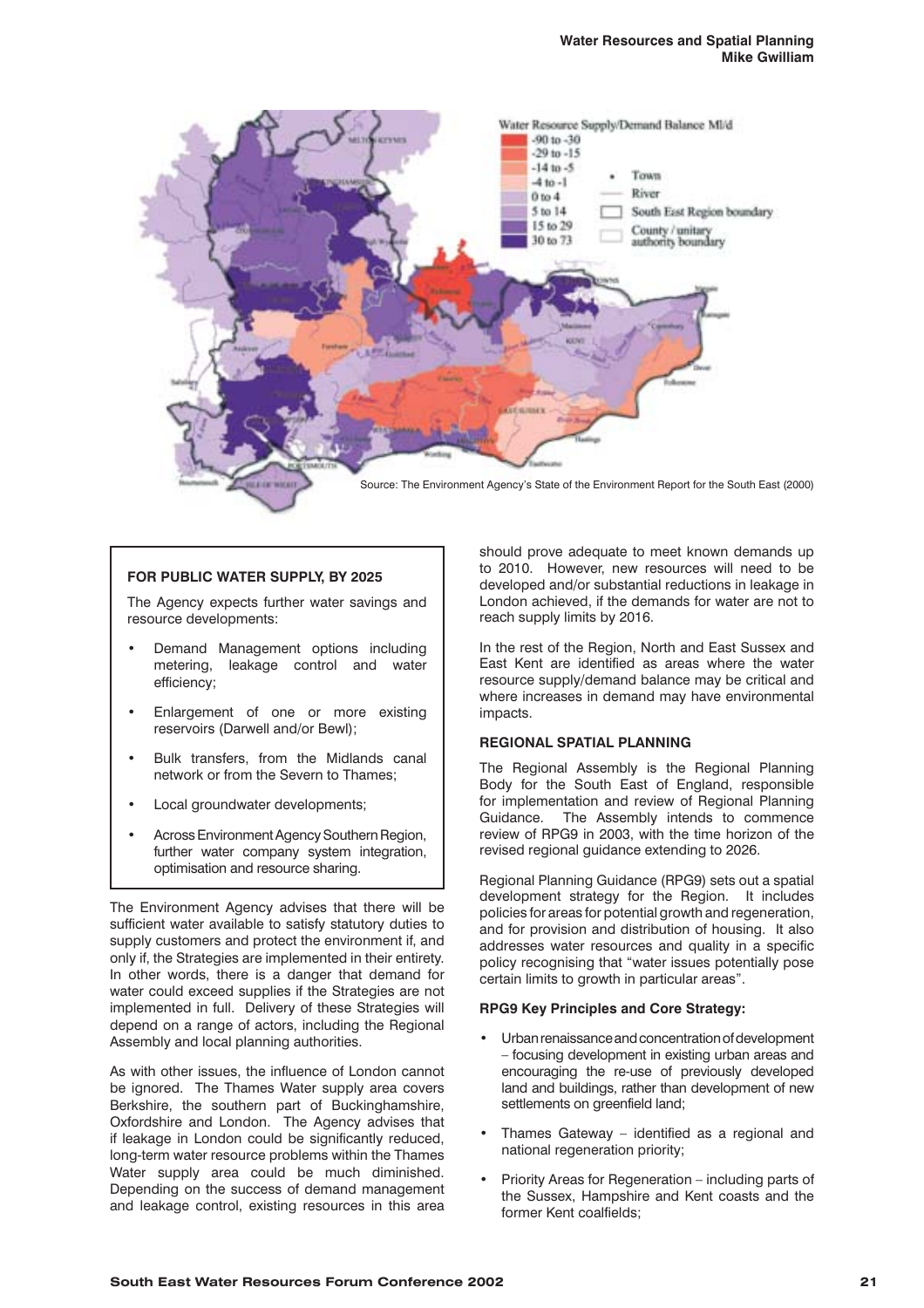Source: The Environment Agency's State of the Environment Report for the South East (2000)

**FOR PUBLIC WATER SUPPLY, BY 2025**

The Agency expects further water savings and resource developments:

- Demand Management options including metering, leakage control and water efficiency;
- Enlargement of one or more existing reservoirs (Darwell and/or Bewl);
- Bulk transfers, from the Midlands canal network or from the Severn to Thames;
- Local groundwater developments;
- Across Environment Agency Southern Region, further water company system integration, optimisation and resource sharing.

The Environment Agency advises that there will be sufficient water available to satisfy statutory duties to supply customers and protect the environment if, and only if, the Strategies are implemented in their entirety. In other words, there is a danger that demand for water could exceed supplies if the Strategies are not implemented in full. Delivery of these Strategies will depend on a range of actors, including the Regional Assembly and local planning authorities.

As with other issues, the influence of London cannot be ignored. The Thames Water supply area covers Berkshire, the southern part of Buckinghamshire, Oxfordshire and London. The Agency advises that if leakage in London could be significantly reduced, long-term water resource problems within the Thames Water supply area could be much diminished. Depending on the success of demand management and leakage control, existing resources in this area should prove adequate to meet known demands up to 2010. However, new resources will need to be developed and/or substantial reductions in leakage in London achieved, if the demands for water are not to reach supply limits by 2016.

In the rest of the Region, North and East Sussex and East Kent are identified as areas where the water resource supply/demand balance may be critical and where increases in demand may have environmental impacts.

**REGIONAL SPATIAL PLANNING**

The Regional Assembly is the Regional Planning Body for the South East of England, responsible for implementation and review of Regional Planning Guidance. The Assembly intends to commence review of RPG9 in 2003, with the time horizon of the revised regional guidance extending to 2026.

Regional Planning Guidance (RPG9) sets out a spatial development strategy for the Region. It includes policies for areas for potential growth and regeneration, and for provision and distribution of housing. It also addresses water resources and quality in a specific policy recognising that "water issues potentially pose certain limits to growth in particular areas".

**RPG9 Key Principles and Core Strategy:**

- Urban renaissance and concentration of development – focusing development in existing urban areas and encouraging the re-use of previously developed land and buildings, rather than development of new settlements on greenfield land;
- Thames Gateway – identified as a regional and national regeneration priority;
- Priority Areas for Regeneration – including parts of the Sussex, Hampshire and Kent coasts and the former Kent coalfields;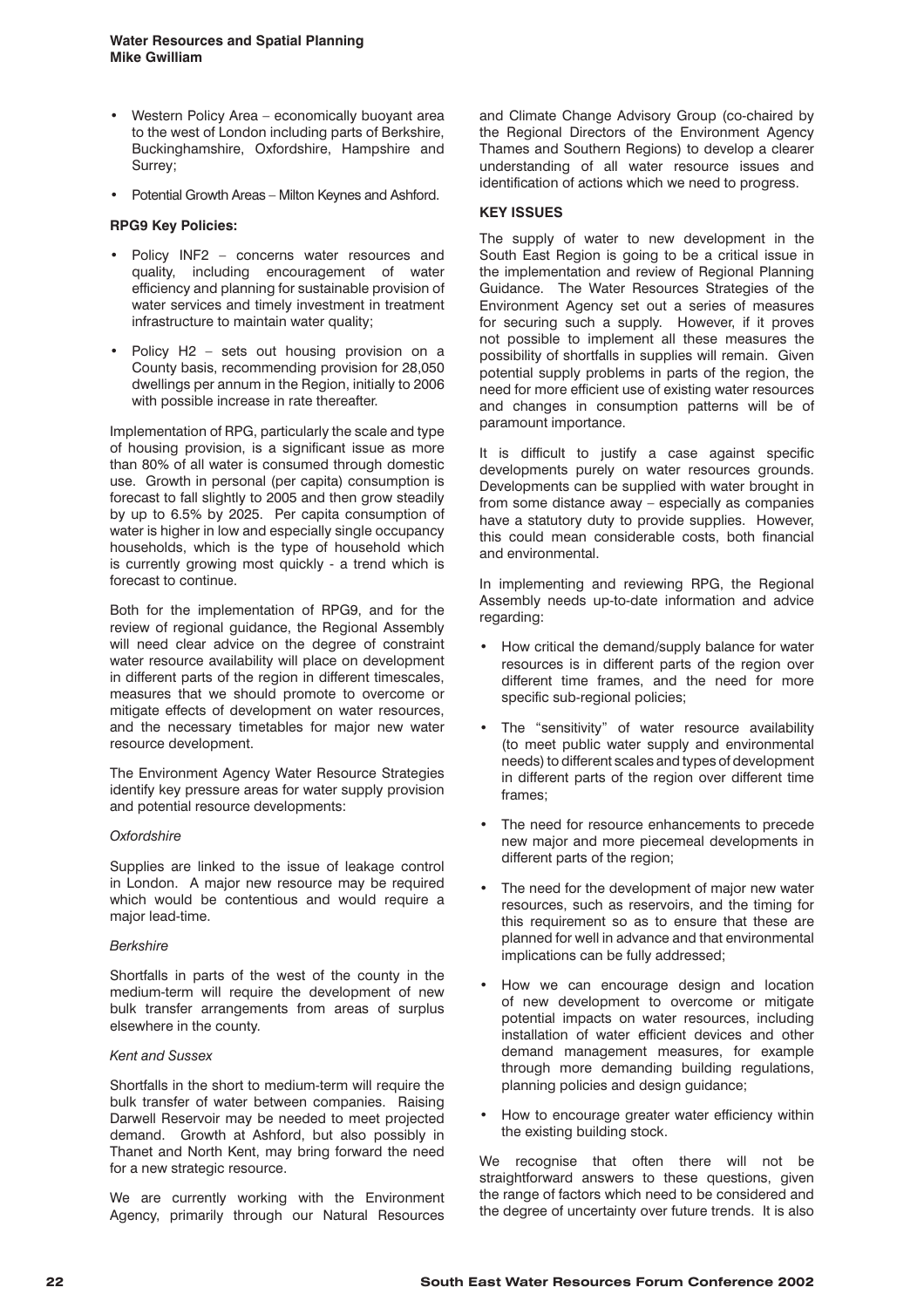- Western Policy Area – economically buoyant area to the west of London including parts of Berkshire, Buckinghamshire, Oxfordshire, Hampshire and Surrey;
- Potential Growth Areas – Milton Keynes and Ashford.

**RPG9 Key Policies:**

- Policy INF2 – concerns water resources and quality, including encouragement of water efficiency and planning for sustainable provision of water services and timely investment in treatment infrastructure to maintain water quality;
- Policy H2 – sets out housing provision on a County basis, recommending provision for 28,050 dwellings per annum in the Region, initially to 2006 with possible increase in rate thereafter.

Implementation of RPG, particularly the scale and type of housing provision, is a significant issue as more than 80% of all water is consumed through domestic use. Growth in personal (per capita) consumption is forecast to fall slightly to 2005 and then grow steadily by up to 6.5% by 2025. Per capita consumption of water is higher in low and especially single occupancy households, which is the type of household which is currently growing most quickly - a trend which is forecast to continue.

Both for the implementation of RPG9, and for the review of regional guidance, the Regional Assembly will need clear advice on the degree of constraint water resource availability will place on development in different parts of the region in different timescales, measures that we should promote to overcome or mitigate effects of development on water resources, and the necessary timetables for major new water resource development.

The Environment Agency Water Resource Strategies identify key pressure areas for water supply provision and potential resource developments:

*Oxfordshire*

Supplies are linked to the issue of leakage control in London. A major new resource may be required which would be contentious and would require a major lead-time.

*Berkshire*

Shortfalls in parts of the west of the county in the medium-term will require the development of new bulk transfer arrangements from areas of surplus elsewhere in the county.

*Kent and Sussex*

Shortfalls in the short to medium-term will require the bulk transfer of water between companies. Raising Darwell Reservoir may be needed to meet projected demand. Growth at Ashford, but also possibly in Thanet and North Kent, may bring forward the need for a new strategic resource.

We are currently working with the Environment Agency, primarily through our Natural Resources and Climate Change Advisory Group (co-chaired by the Regional Directors of the Environment Agency Thames and Southern Regions) to develop a clearer understanding of all water resource issues and identification of actions which we need to progress.

**KEY ISSUES**

The supply of water to new development in the South East Region is going to be a critical issue in the implementation and review of Regional Planning Guidance. The Water Resources Strategies of the Environment Agency set out a series of measures for securing such a supply. However, if it proves not possible to implement all these measures the possibility of shortfalls in supplies will remain. Given potential supply problems in parts of the region, the need for more efficient use of existing water resources and changes in consumption patterns will be of paramount importance.

It is difficult to justify a case against specific developments purely on water resources grounds. Developments can be supplied with water brought in from some distance away – especially as companies have a statutory duty to provide supplies. However, this could mean considerable costs, both financial and environmental.

In implementing and reviewing RPG, the Regional Assembly needs up-to-date information and advice regarding:

- How critical the demand/supply balance for water resources is in different parts of the region over different time frames, and the need for more specific sub-regional policies;
- The "sensitivity" of water resource availability (to meet public water supply and environmental needs) to different scales and types of development in different parts of the region over different time frames;
- The need for resource enhancements to precede new major and more piecemeal developments in different parts of the region;
- The need for the development of major new water resources, such as reservoirs, and the timing for this requirement so as to ensure that these are planned for well in advance and that environmental implications can be fully addressed;
- How we can encourage design and location of new development to overcome or mitigate potential impacts on water resources, including installation of water efficient devices and other demand management measures, for example through more demanding building regulations, planning policies and design guidance;
- How to encourage greater water efficiency within the existing building stock.

We recognise that often there will not be straightforward answers to these questions, given the range of factors which need to be considered and the degree of uncertainty over future trends. It is also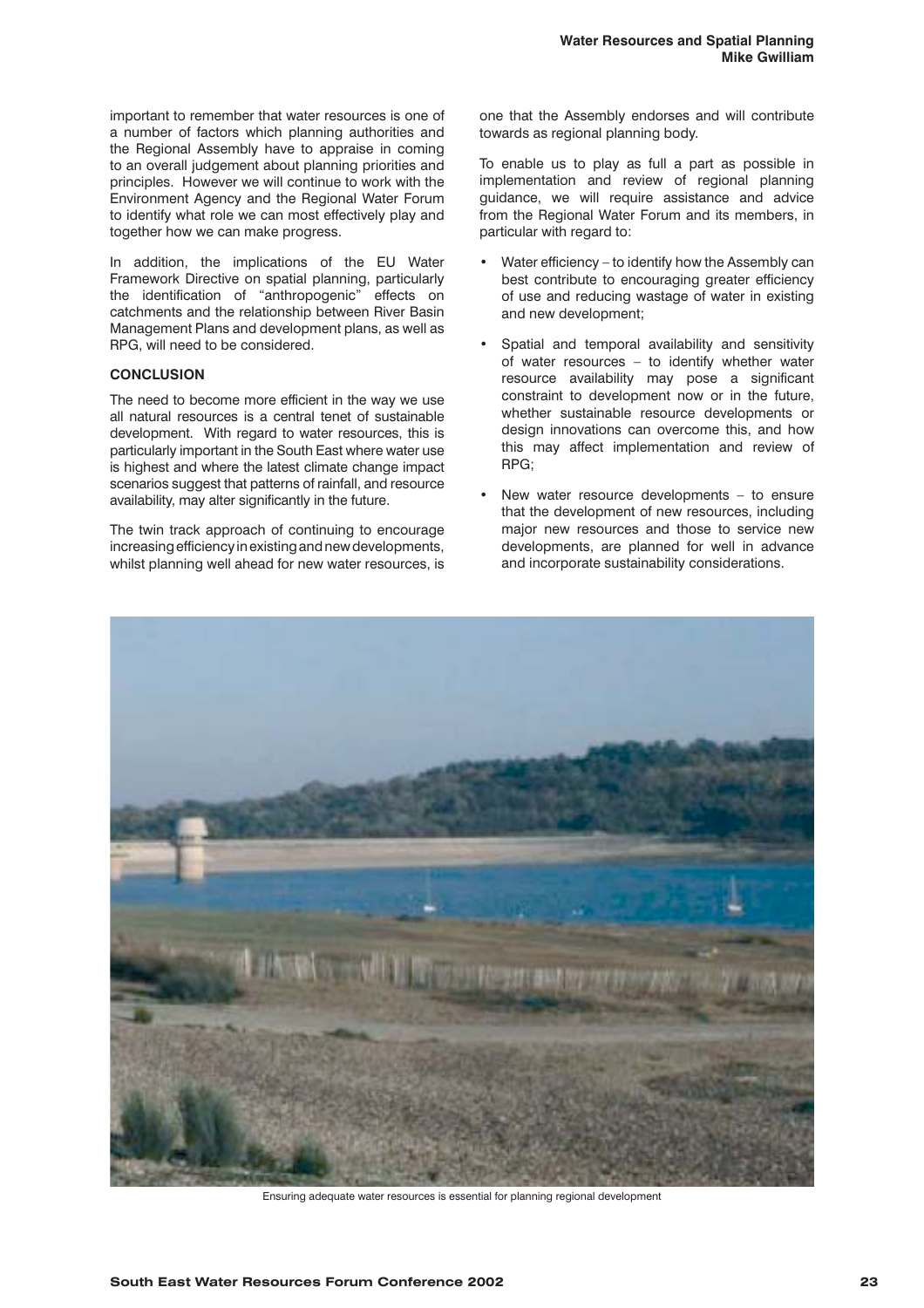important to remember that water resources is one of a number of factors which planning authorities and the Regional Assembly have to appraise in coming to an overall judgement about planning priorities and principles. However we will continue to work with the Environment Agency and the Regional Water Forum to identify what role we can most effectively play and together how we can make progress.

In addition, the implications of the EU Water Framework Directive on spatial planning, particularly the identification of "anthropogenic" effects on catchments and the relationship between River Basin Management Plans and development plans, as well as RPG, will need to be considered.

**CONCLUSION**

The need to become more efficient in the way we use all natural resources is a central tenet of sustainable development. With regard to water resources, this is particularly important in the South East where water use is highest and where the latest climate change impact scenarios suggest that patterns of rainfall, and resource availability, may alter significantly in the future.

The twin track approach of continuing to encourage increasing efficiency in existing and new developments, whilst planning well ahead for new water resources, is one that the Assembly endorses and will contribute towards as regional planning body.

To enable us to play as full a part as possible in implementation and review of regional planning guidance, we will require assistance and advice from the Regional Water Forum and its members, in particular with regard to:

- Water efficiency – to identify how the Assembly can best contribute to encouraging greater efficiency of use and reducing wastage of water in existing and new development;
- Spatial and temporal availability and sensitivity of water resources – to identify whether water resource availability may pose a significant constraint to development now or in the future, whether sustainable resource developments or design innovations can overcome this, and how this may affect implementation and review of RPG;
- New water resource developments – to ensure that the development of new resources, including major new resources and those to service new developments, are planned for well in advance and incorporate sustainability considerations.

Ensuring adequate water resources is essential for planning regional development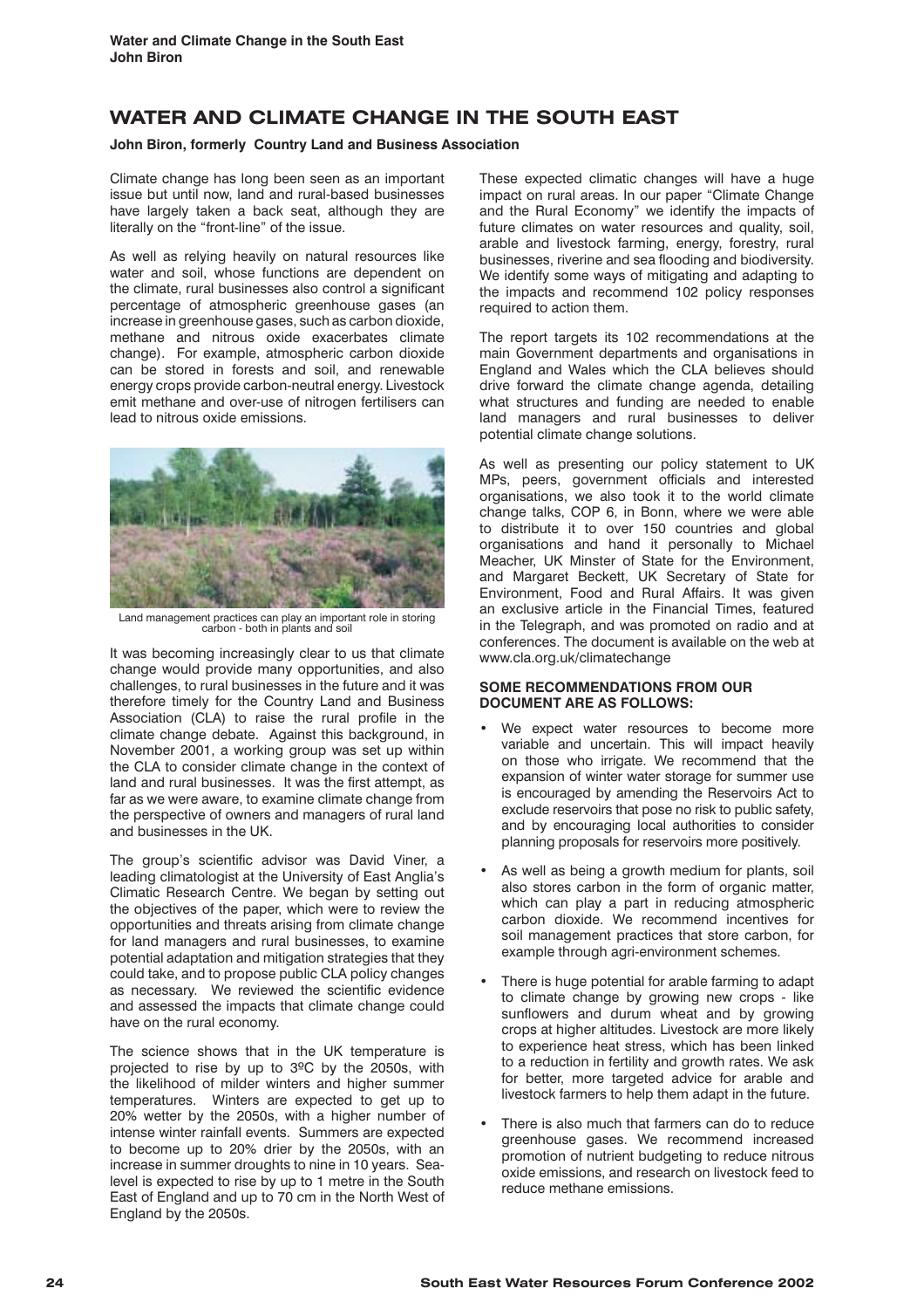# WATER AND CLIMATE CHANGE IN THE SOUTH EAST

**John Biron, formerly Country Land and Business Association**

Climate change has long been seen as an important issue but until now, land and rural-based businesses have largely taken a back seat, although they are literally on the "front-line" of the issue.

As well as relying heavily on natural resources like water and soil, whose functions are dependent on the climate, rural businesses also control a significant percentage of atmospheric greenhouse gases (an increase in greenhouse gases, such as carbon dioxide, methane and nitrous oxide exacerbates climate change). For example, atmospheric carbon dioxide can be stored in forests and soil, and renewable energy crops provide carbon-neutral energy. Livestock emit methane and over-use of nitrogen fertilisers can lead to nitrous oxide emissions.

Land management practices can play an important role in storing carbon - both in plants and soil

It was becoming increasingly clear to us that climate change would provide many opportunities, and also challenges, to rural businesses in the future and it was therefore timely for the Country Land and Business Association (CLA) to raise the rural profile in the climate change debate. Against this background, in November 2001, a working group was set up within the CLA to consider climate change in the context of land and rural businesses. It was the first attempt, as far as we were aware, to examine climate change from the perspective of owners and managers of rural land and businesses in the UK.

The group's scientific advisor was David Viner, a leading climatologist at the University of East Anglia's Climatic Research Centre. We began by setting out the objectives of the paper, which were to review the opportunities and threats arising from climate change for land managers and rural businesses, to examine potential adaptation and mitigation strategies that they could take, and to propose public CLA policy changes as necessary. We reviewed the scientific evidence and assessed the impacts that climate change could have on the rural economy.

The science shows that in the UK temperature is projected to rise by up to 3ºC by the 2050s, with the likelihood of milder winters and higher summer temperatures. Winters are expected to get up to 20% wetter by the 2050s, with a higher number of intense winter rainfall events. Summers are expected to become up to 20% drier by the 2050s, with an increase in summer droughts to nine in 10 years. Sea-level is expected to rise by up to 1 metre in the South East of England and up to 70 cm in the North West of England by the 2050s.

These expected climatic changes will have a huge impact on rural areas. In our paper "Climate Change and the Rural Economy" we identify the impacts of future climates on water resources and quality, soil, arable and livestock farming, energy, forestry, rural businesses, riverine and sea flooding and biodiversity. We identify some ways of mitigating and adapting to the impacts and recommend 102 policy responses required to action them.

The report targets its 102 recommendations at the main Government departments and organisations in England and Wales which the CLA believes should drive forward the climate change agenda, detailing what structures and funding are needed to enable land managers and rural businesses to deliver potential climate change solutions.

As well as presenting our policy statement to UK MPs, peers, government officials and interested organisations, we also took it to the world climate change talks, COP 6, in Bonn, where we were able to distribute it to over 150 countries and global organisations and hand it personally to Michael Meacher, UK Minster of State for the Environment, and Margaret Beckett, UK Secretary of State for Environment, Food and Rural Affairs. It was given an exclusive article in the Financial Times, featured in the Telegraph, and was promoted on radio and at conferences. The document is available on the web at www.cla.org.uk/climatechange

#### SOME RECOMMENDATIONS FROM OUR DOCUMENT ARE AS FOLLOWS:

- We expect water resources to become more variable and uncertain. This will impact heavily on those who irrigate. We recommend that the expansion of winter water storage for summer use is encouraged by amending the Reservoirs Act to exclude reservoirs that pose no risk to public safety, and by encouraging local authorities to consider planning proposals for reservoirs more positively.
- As well as being a growth medium for plants, soil also stores carbon in the form of organic matter, which can play a part in reducing atmospheric carbon dioxide. We recommend incentives for soil management practices that store carbon, for example through agri-environment schemes.
- There is huge potential for arable farming to adapt to climate change by growing new crops - like sunflowers and durum wheat and by growing crops at higher altitudes. Livestock are more likely to experience heat stress, which has been linked to a reduction in fertility and growth rates. We ask for better, more targeted advice for arable and livestock farmers to help them adapt in the future.
- There is also much that farmers can do to reduce greenhouse gases. We recommend increased promotion of nutrient budgeting to reduce nitrous oxide emissions, and research on livestock feed to reduce methane emissions.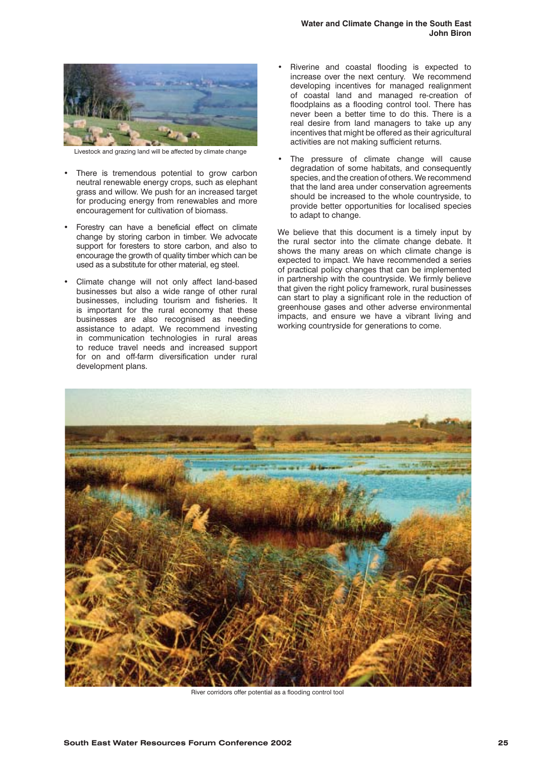Livestock and grazing land will be affected by climate change

- There is tremendous potential to grow carbon neutral renewable energy crops, such as elephant grass and willow. We push for an increased target for producing energy from renewables and more encouragement for cultivation of biomass.
- Forestry can have a beneficial effect on climate change by storing carbon in timber. We advocate support for foresters to store carbon, and also to encourage the growth of quality timber which can be used as a substitute for other material, eg steel.
- Climate change will not only affect land-based businesses but also a wide range of other rural businesses, including tourism and fisheries. It is important for the rural economy that these businesses are also recognised as needing assistance to adapt. We recommend investing in communication technologies in rural areas to reduce travel needs and increased support for on and off-farm diversification under rural development plans.
- Riverine and coastal flooding is expected to increase over the next century. We recommend developing incentives for managed realignment of coastal land and managed re-creation of floodplains as a flooding control tool. There has never been a better time to do this. There is a real desire from land managers to take up any incentives that might be offered as their agricultural activities are not making sufficient returns.
- The pressure of climate change will cause degradation of some habitats, and consequently species, and the creation of others. We recommend that the land area under conservation agreements should be increased to the whole countryside, to provide better opportunities for localised species to adapt to change.

We believe that this document is a timely input by the rural sector into the climate change debate. It shows the many areas on which climate change is expected to impact. We have recommended a series of practical policy changes that can be implemented in partnership with the countryside. We firmly believe that given the right policy framework, rural businesses can start to play a significant role in the reduction of greenhouse gases and other adverse environmental impacts, and ensure we have a vibrant living and working countryside for generations to come.

River corridors offer potential as a flooding control tool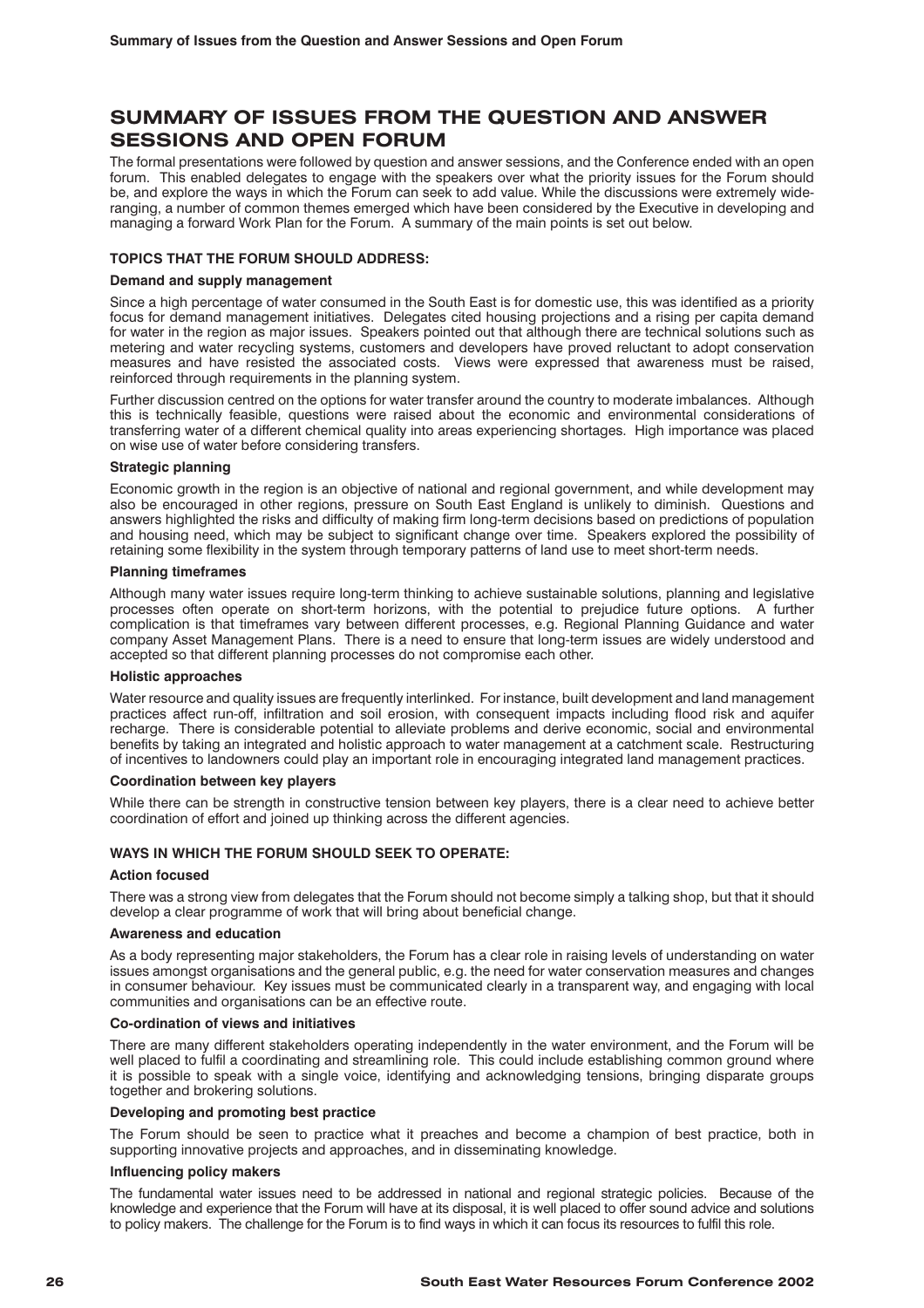# SUMMARY OF ISSUES FROM THE QUESTION AND ANSWER SESSIONS AND OPEN FORUM

The formal presentations were followed by question and answer sessions, and the Conference ended with an open forum. This enabled delegates to engage with the speakers over what the priority issues for the Forum should be, and explore the ways in which the Forum can seek to add value. While the discussions were extremely wide-ranging, a number of common themes emerged which have been considered by the Executive in developing and managing a forward Work Plan for the Forum. A summary of the main points is set out below.

## TOPICS THAT THE FORUM SHOULD ADDRESS:

### Demand and supply management

Since a high percentage of water consumed in the South East is for domestic use, this was identified as a priority focus for demand management initiatives. Delegates cited housing projections and a rising per capita demand for water in the region as major issues. Speakers pointed out that although there are technical solutions such as metering and water recycling systems, customers and developers have proved reluctant to adopt conservation measures and have resisted the associated costs. Views were expressed that awareness must be raised, reinforced through requirements in the planning system.

Further discussion centred on the options for water transfer around the country to moderate imbalances. Although this is technically feasible, questions were raised about the economic and environmental considerations of transferring water of a different chemical quality into areas experiencing shortages. High importance was placed on wise use of water before considering transfers.

### Strategic planning

Economic growth in the region is an objective of national and regional government, and while development may also be encouraged in other regions, pressure on South East England is unlikely to diminish. Questions and answers highlighted the risks and difficulty of making firm long-term decisions based on predictions of population and housing need, which may be subject to significant change over time. Speakers explored the possibility of retaining some flexibility in the system through temporary patterns of land use to meet short-term needs.

### Planning timeframes

Although many water issues require long-term thinking to achieve sustainable solutions, planning and legislative processes often operate on short-term horizons, with the potential to prejudice future options. A further complication is that timeframes vary between different processes, e.g. Regional Planning Guidance and water company Asset Management Plans. There is a need to ensure that long-term issues are widely understood and accepted so that different planning processes do not compromise each other.

### Holistic approaches

Water resource and quality issues are frequently interlinked. For instance, built development and land management practices affect run-off, infiltration and soil erosion, with consequent impacts including flood risk and aquifer recharge. There is considerable potential to alleviate problems and derive economic, social and environmental benefits by taking an integrated and holistic approach to water management at a catchment scale. Restructuring of incentives to landowners could play an important role in encouraging integrated land management practices.

### Coordination between key players

While there can be strength in constructive tension between key players, there is a clear need to achieve better coordination of effort and joined up thinking across the different agencies.

## WAYS IN WHICH THE FORUM SHOULD SEEK TO OPERATE:

### Action focused

There was a strong view from delegates that the Forum should not become simply a talking shop, but that it should develop a clear programme of work that will bring about beneficial change.

### Awareness and education

As a body representing major stakeholders, the Forum has a clear role in raising levels of understanding on water issues amongst organisations and the general public, e.g. the need for water conservation measures and changes in consumer behaviour. Key issues must be communicated clearly in a transparent way, and engaging with local communities and organisations can be an effective route.

### Co-ordination of views and initiatives

There are many different stakeholders operating independently in the water environment, and the Forum will be well placed to fulfil a coordinating and streamlining role. This could include establishing common ground where it is possible to speak with a single voice, identifying and acknowledging tensions, bringing disparate groups together and brokering solutions.

### Developing and promoting best practice

The Forum should be seen to practice what it preaches and become a champion of best practice, both in supporting innovative projects and approaches, and in disseminating knowledge.

### Influencing policy makers

The fundamental water issues need to be addressed in national and regional strategic policies. Because of the knowledge and experience that the Forum will have at its disposal, it is well placed to offer sound advice and solutions to policy makers. The challenge for the Forum is to find ways in which it can focus its resources to fulfil this role.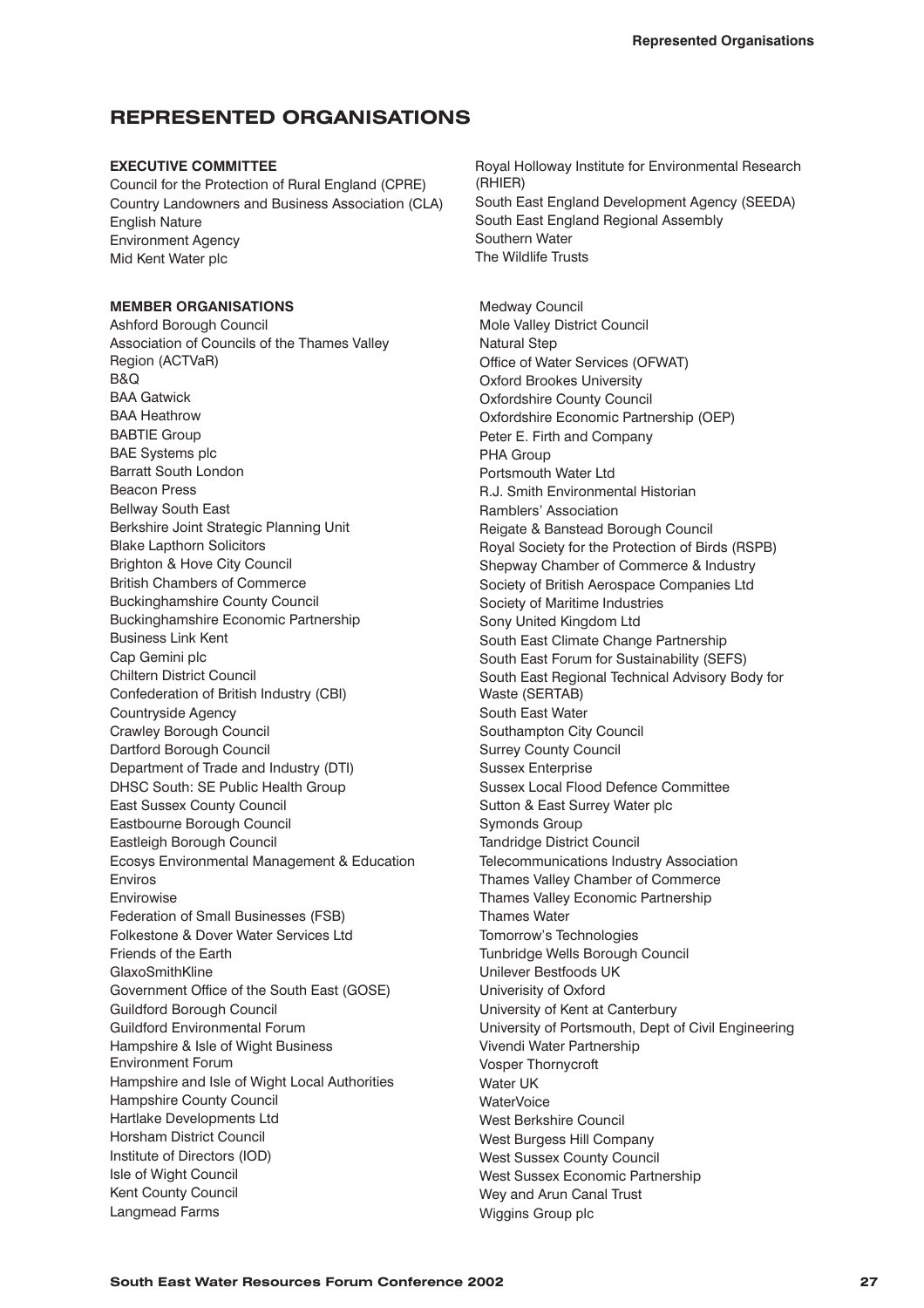# REPRESENTED ORGANISATIONS

**EXECUTIVE COMMITTEE**

Council for the Protection of Rural England (CPRE)
Country Landowners and Business Association (CLA)
English Nature
Environment Agency
Mid Kent Water plc
Royal Holloway Institute for Environmental Research (RHIER)
South East England Development Agency (SEEDA)
South East England Regional Assembly
Southern Water
The Wildlife Trusts

**MEMBER ORGANISATIONS**

Ashford Borough Council
Association of Councils of the Thames Valley Region (ACTVaR)
B&Q
BAA Gatwick
BAA Heathrow
BABTIE Group
BAE Systems plc
Barratt South London
Beacon Press
Bellway South East
Berkshire Joint Strategic Planning Unit
Blake Lapthorn Solicitors
Brighton & Hove City Council
British Chambers of Commerce
Buckinghamshire County Council
Buckinghamshire Economic Partnership
Business Link Kent
Cap Gemini plc
Chiltern District Council
Confederation of British Industry (CBI)
Countryside Agency
Crawley Borough Council
Dartford Borough Council
Department of Trade and Industry (DTI)
DHSC South: SE Public Health Group
East Sussex County Council
Eastbourne Borough Council
Eastleigh Borough Council
Ecosys Environmental Management & Education
Enviros
Envirowise
Federation of Small Businesses (FSB)
Folkestone & Dover Water Services Ltd
Friends of the Earth
GlaxoSmithKline
Government Office of the South East (GOSE)
Guildford Borough Council
Guildford Environmental Forum
Hampshire & Isle of Wight Business Environment Forum
Hampshire and Isle of Wight Local Authorities
Hampshire County Council
Hartlake Developments Ltd
Horsham District Council
Institute of Directors (IOD)
Isle of Wight Council
Kent County Council
Langmead Farms
Medway Council
Mole Valley District Council
Natural Step
Office of Water Services (OFWAT)
Oxford Brookes University
Oxfordshire County Council
Oxfordshire Economic Partnership (OEP)
Peter E. Firth and Company
PHA Group
Portsmouth Water Ltd
R.J. Smith Environmental Historian
Ramblers' Association
Reigate & Banstead Borough Council
Royal Society for the Protection of Birds (RSPB)
Shepway Chamber of Commerce & Industry
Society of British Aerospace Companies Ltd
Society of Maritime Industries
Sony United Kingdom Ltd
South East Climate Change Partnership
South East Forum for Sustainability (SEFS)
South East Regional Technical Advisory Body for Waste (SERTAB)
South East Water
Southampton City Council
Surrey County Council
Sussex Enterprise
Sussex Local Flood Defence Committee
Sutton & East Surrey Water plc
Symonds Group
Tandridge District Council
Telecommunications Industry Association
Thames Valley Chamber of Commerce
Thames Valley Economic Partnership
Thames Water
Tomorrow's Technologies
Tunbridge Wells Borough Council
Unilever Bestfoods UK
Univerisity of Oxford
University of Kent at Canterbury
University of Portsmouth, Dept of Civil Engineering
Vivendi Water Partnership
Vosper Thornycroft
Water UK
WaterVoice
West Berkshire Council
West Burgess Hill Company
West Sussex County Council
West Sussex Economic Partnership
Wey and Arun Canal Trust
Wiggins Group plc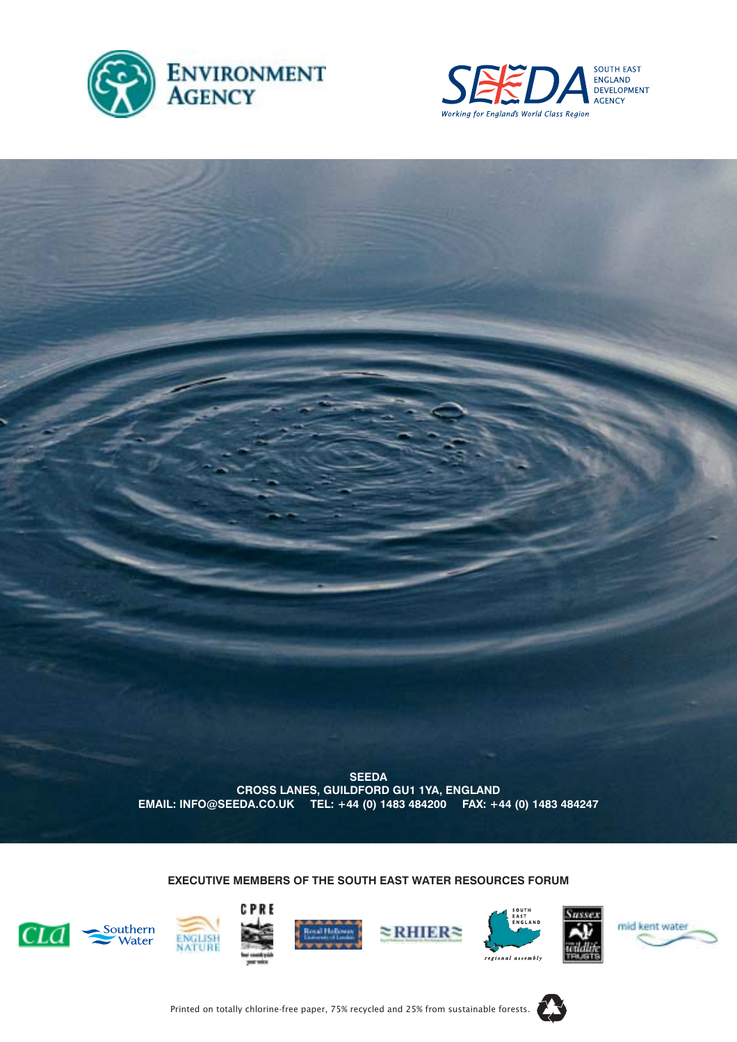ENVIRONMENT AGENCY

SEEDA SOUTH EAST ENGLAND DEVELOPMENT AGENCY

*Working for England's World Class Region*

**SEEDA**
**CROSS LANES, GUILDFORD GU1 1YA, ENGLAND**
**EMAIL: INFO@SEEDA.CO.UK TEL: +44 (0) 1483 484200 FAX: +44 (0) 1483 484247**

**EXECUTIVE MEMBERS OF THE SOUTH EAST WATER RESOURCES FORUM**

CLA
Southern Water
ENGLISH NATURE
CPRE
Royal Holloway University of London
RHIER
SOUTH EAST ENGLAND regional assembly
Sussex Wildlife Trusts
mid kent water

Printed on totally chlorine-free paper, 75% recycled and 25% from sustainable forests.